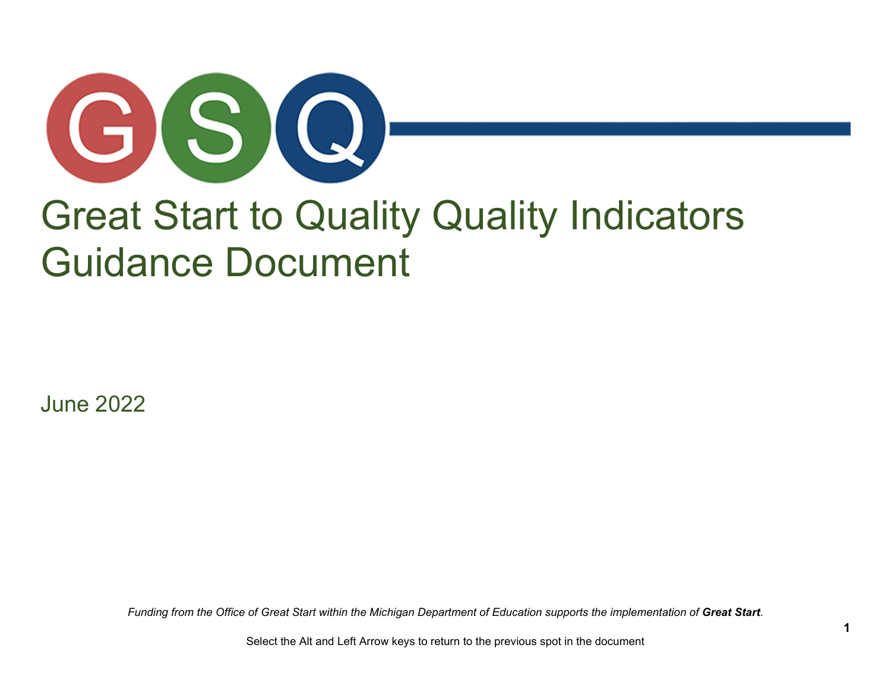# Great Start to Quality Quality Indicators Guidance Document

June 2022

*Funding from the Office of Great Start within the Michigan Department of Education supports the implementation of **Great Start**.*

Select the Alt and Left Arrow keys to return to the previous spot in the document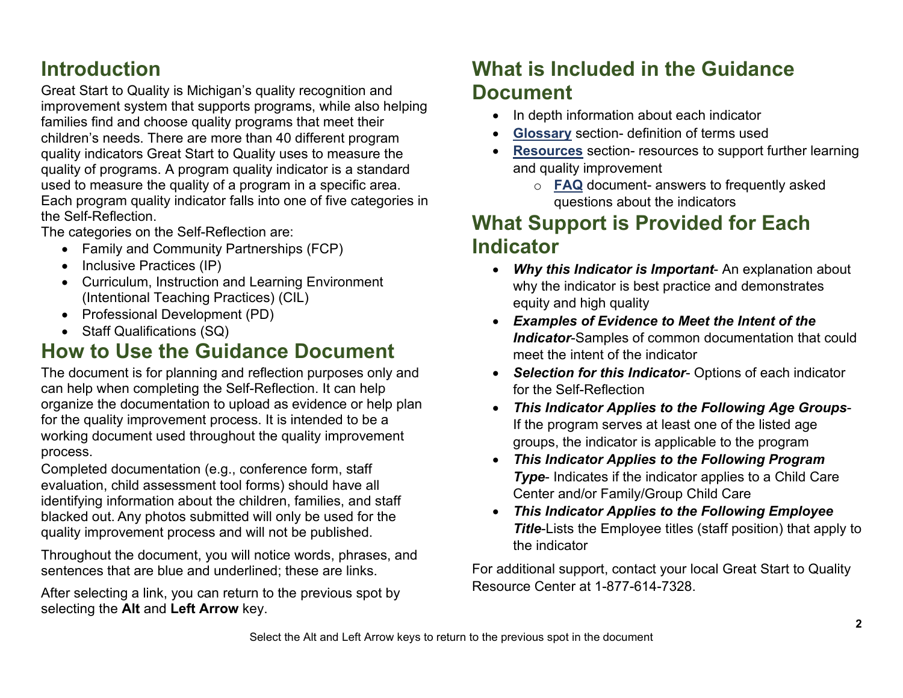## Introduction

Great Start to Quality is Michigan's quality recognition and improvement system that supports programs, while also helping families find and choose quality programs that meet their children's needs. There are more than 40 different program quality indicators Great Start to Quality uses to measure the quality of programs. A program quality indicator is a standard used to measure the quality of a program in a specific area. Each program quality indicator falls into one of five categories in the Self-Reflection.

The categories on the Self-Reflection are:

- Family and Community Partnerships (FCP)
- Inclusive Practices (IP)
- Curriculum, Instruction and Learning Environment (Intentional Teaching Practices) (CIL)
- Professional Development (PD)
- Staff Qualifications (SQ)

## How to Use the Guidance Document

The document is for planning and reflection purposes only and can help when completing the Self-Reflection. It can help organize the documentation to upload as evidence or help plan for the quality improvement process. It is intended to be a working document used throughout the quality improvement process.

Completed documentation (e.g., conference form, staff evaluation, child assessment tool forms) should have all identifying information about the children, families, and staff blacked out. Any photos submitted will only be used for the quality improvement process and will not be published.

Throughout the document, you will notice words, phrases, and sentences that are blue and underlined; these are links.

After selecting a link, you can return to the previous spot by selecting the **Alt** and **Left Arrow** key.

## What is Included in the Guidance Document

- In depth information about each indicator
- **Glossary** section- definition of terms used
- **Resources** section- resources to support further learning and quality improvement
  - **FAQ** document- answers to frequently asked questions about the indicators

## What Support is Provided for Each Indicator

- ***Why this Indicator is Important***- An explanation about why the indicator is best practice and demonstrates equity and high quality
- ***Examples of Evidence to Meet the Intent of the Indicator***-Samples of common documentation that could meet the intent of the indicator
- ***Selection for this Indicator***- Options of each indicator for the Self-Reflection
- ***This Indicator Applies to the Following Age Groups***- If the program serves at least one of the listed age groups, the indicator is applicable to the program
- ***This Indicator Applies to the Following Program Type***- Indicates if the indicator applies to a Child Care Center and/or Family/Group Child Care
- ***This Indicator Applies to the Following Employee Title***-Lists the Employee titles (staff position) that apply to the indicator

For additional support, contact your local Great Start to Quality Resource Center at 1-877-614-7328.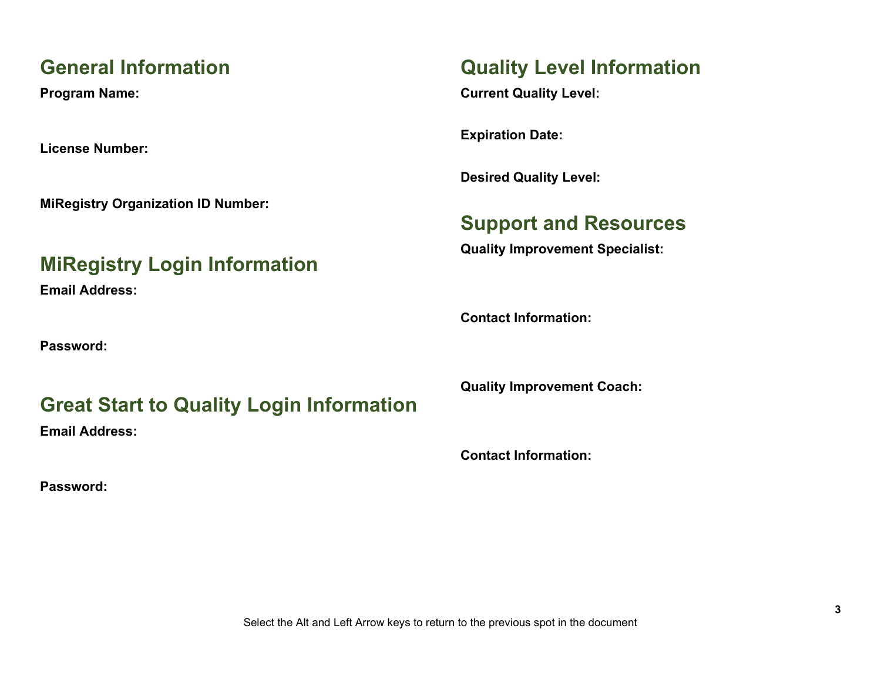## General Information

**Program Name:**

**License Number:**

**MiRegistry Organization ID Number:**

## MiRegistry Login Information

**Email Address:**

**Password:**

## Great Start to Quality Login Information

**Email Address:**

**Password:**

## Quality Level Information

**Current Quality Level:**

**Expiration Date:**

**Desired Quality Level:**

## Support and Resources

**Quality Improvement Specialist:**

**Contact Information:**

**Quality Improvement Coach:**

**Contact Information:**

Select the Alt and Left Arrow keys to return to the previous spot in the document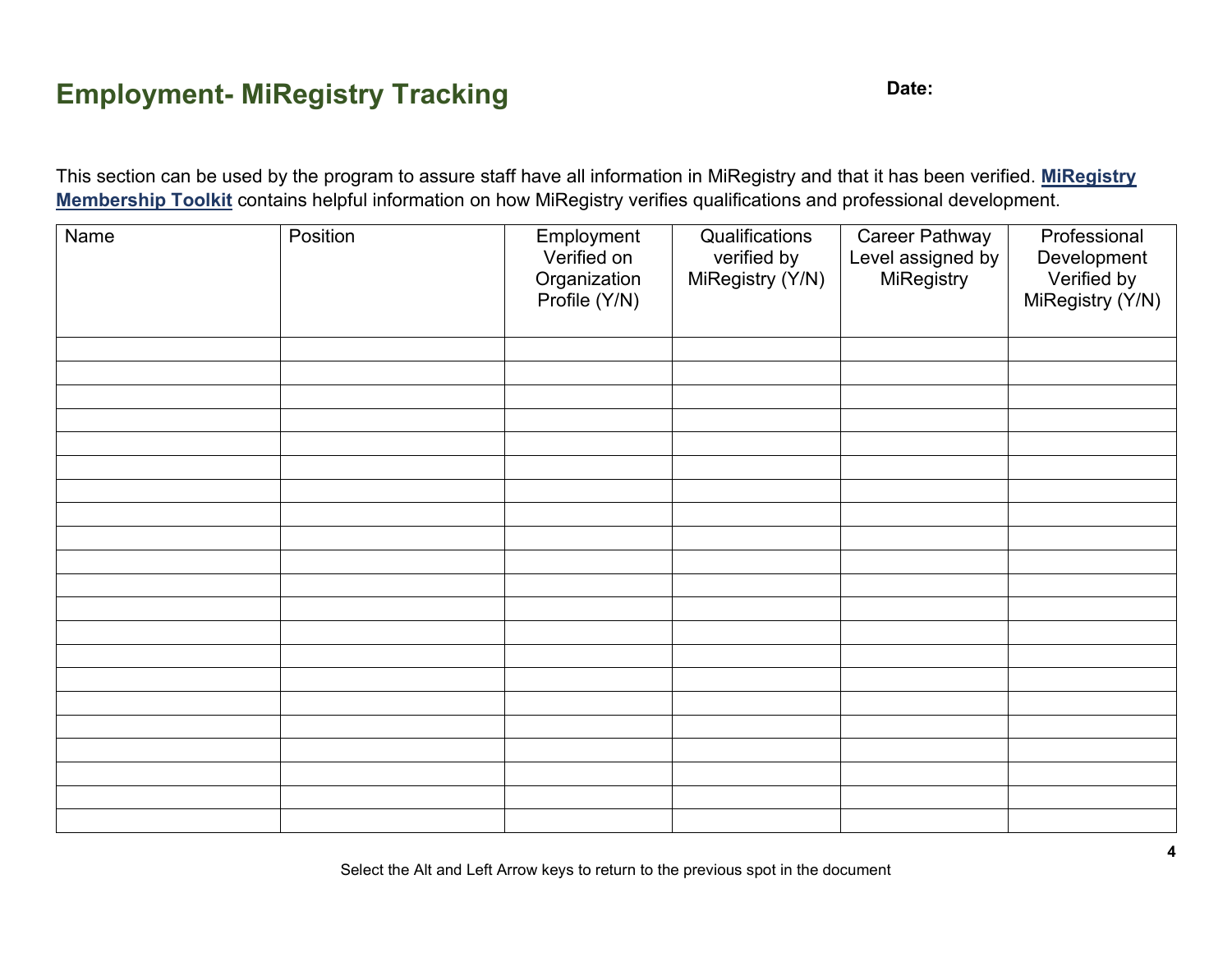## Employment- MiRegistry Tracking

**Date:**

This section can be used by the program to assure staff have all information in MiRegistry and that it has been verified. **MiRegistry Membership Toolkit** contains helpful information on how MiRegistry verifies qualifications and professional development.

| Name | Position | Employment Verified on Organization Profile (Y/N) | Qualifications verified by MiRegistry (Y/N) | Career Pathway Level assigned by MiRegistry | Professional Development Verified by MiRegistry (Y/N) |
|---|---|---|---|---|---|
| | | | | | |
| | | | | | |
| | | | | | |
| | | | | | |
| | | | | | |
| | | | | | |
| | | | | | |
| | | | | | |
| | | | | | |
| | | | | | |
| | | | | | |
| | | | | | |
| | | | | | |
| | | | | | |
| | | | | | |
| | | | | | |
| | | | | | |
| | | | | | |
| | | | | | |
| | | | | | |
| | | | | | |

Select the Alt and Left Arrow keys to return to the previous spot in the document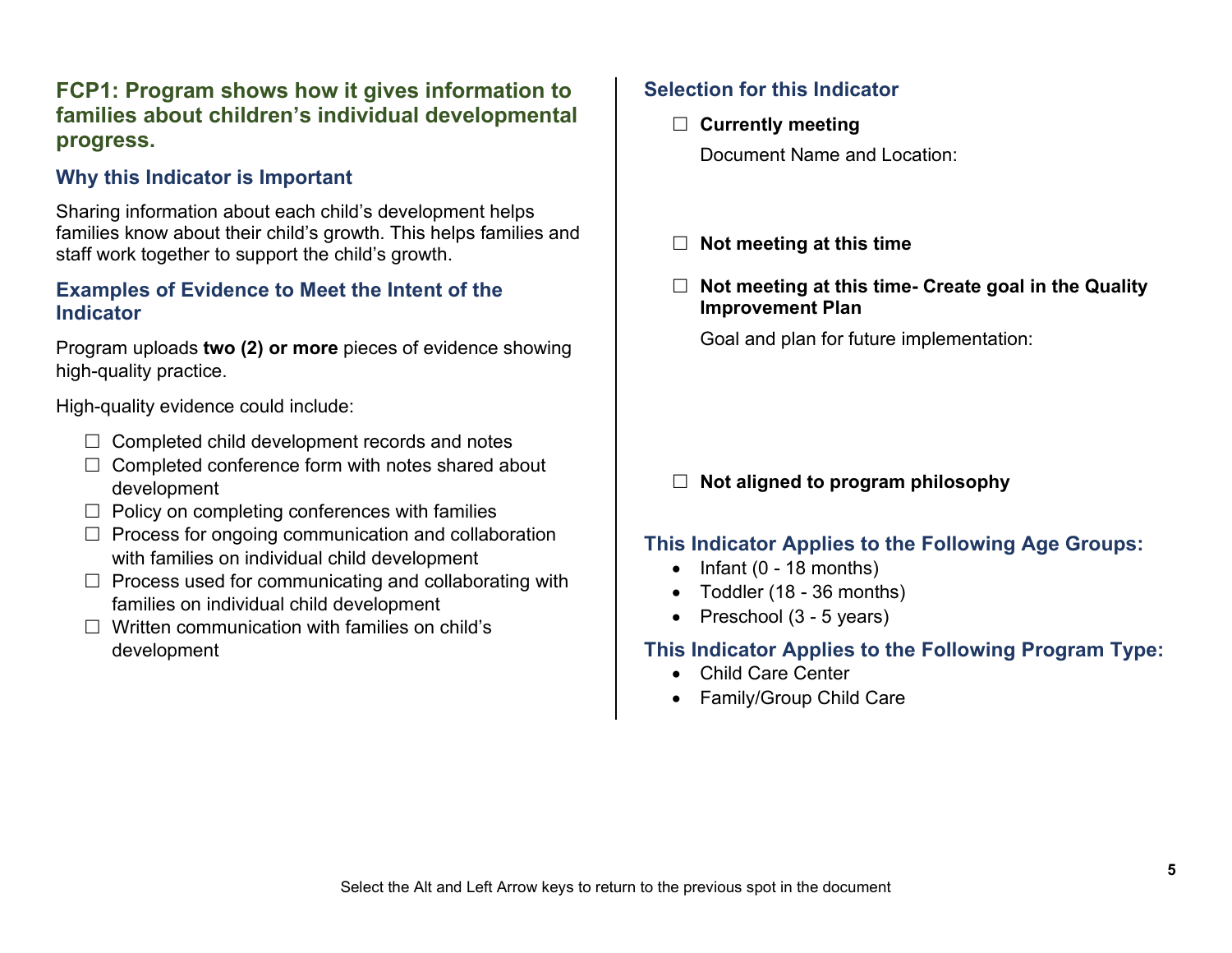## FCP1: Program shows how it gives information to families about children's individual developmental progress.

### Why this Indicator is Important

Sharing information about each child's development helps families know about their child's growth. This helps families and staff work together to support the child's growth.

### Examples of Evidence to Meet the Intent of the Indicator

Program uploads **two (2) or more** pieces of evidence showing high-quality practice.

High-quality evidence could include:

- ☐ Completed child development records and notes
- ☐ Completed conference form with notes shared about development
- ☐ Policy on completing conferences with families
- ☐ Process for ongoing communication and collaboration with families on individual child development
- ☐ Process used for communicating and collaborating with families on individual child development
- ☐ Written communication with families on child's development

### Selection for this Indicator

☐ **Currently meeting**

Document Name and Location:

☐ **Not meeting at this time**

☐ **Not meeting at this time- Create goal in the Quality Improvement Plan**

Goal and plan for future implementation:

☐ **Not aligned to program philosophy**

### This Indicator Applies to the Following Age Groups:

- Infant (0 - 18 months)
- Toddler (18 - 36 months)
- Preschool (3 - 5 years)

### This Indicator Applies to the Following Program Type:

- Child Care Center
- Family/Group Child Care

Select the Alt and Left Arrow keys to return to the previous spot in the document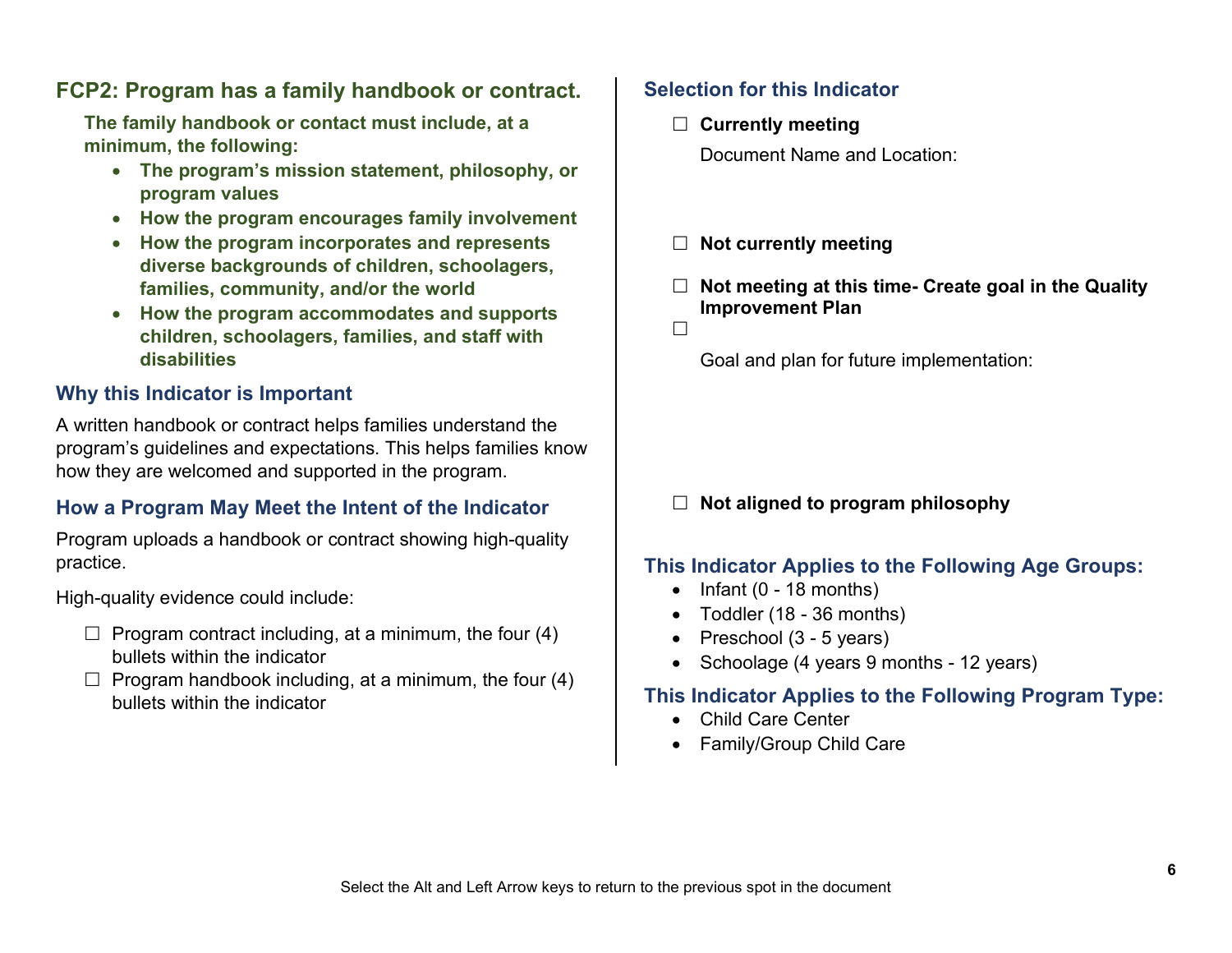## FCP2: Program has a family handbook or contract.

**The family handbook or contact must include, at a minimum, the following:**

- **The program's mission statement, philosophy, or program values**
- **How the program encourages family involvement**
- **How the program incorporates and represents diverse backgrounds of children, schoolagers, families, community, and/or the world**
- **How the program accommodates and supports children, schoolagers, families, and staff with disabilities**

### Why this Indicator is Important

A written handbook or contract helps families understand the program's guidelines and expectations. This helps families know how they are welcomed and supported in the program.

### How a Program May Meet the Intent of the Indicator

Program uploads a handbook or contract showing high-quality practice.

High-quality evidence could include:

☐ Program contract including, at a minimum, the four (4) bullets within the indicator

☐ Program handbook including, at a minimum, the four (4) bullets within the indicator

### Selection for this Indicator

☐ **Currently meeting**

Document Name and Location:

☐ **Not currently meeting**

☐ **Not meeting at this time- Create goal in the Quality Improvement Plan**

☐

Goal and plan for future implementation:

☐ **Not aligned to program philosophy**

### This Indicator Applies to the Following Age Groups:

- Infant (0 - 18 months)
- Toddler (18 - 36 months)
- Preschool (3 - 5 years)
- Schoolage (4 years 9 months - 12 years)

### This Indicator Applies to the Following Program Type:

- Child Care Center
- Family/Group Child Care

Select the Alt and Left Arrow keys to return to the previous spot in the document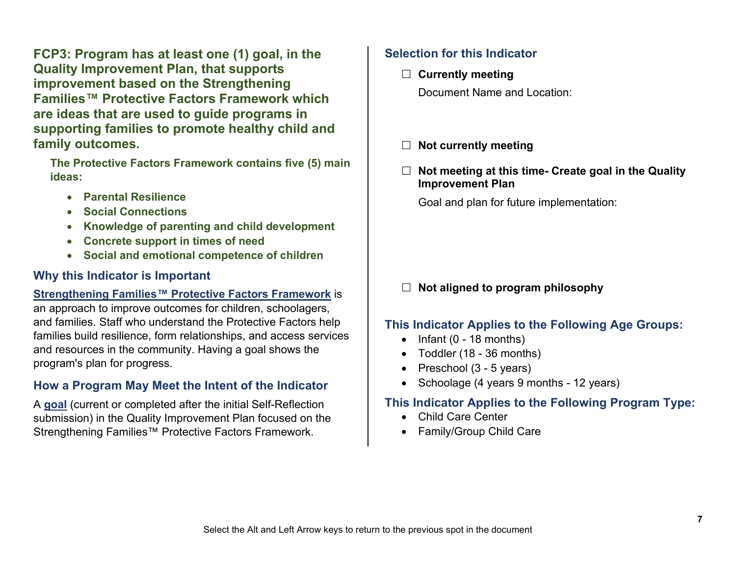## FCP3: Program has at least one (1) goal, in the Quality Improvement Plan, that supports improvement based on the Strengthening Families™ Protective Factors Framework which are ideas that are used to guide programs in supporting families to promote healthy child and family outcomes.

**The Protective Factors Framework contains five (5) main ideas:**

- **Parental Resilience**
- **Social Connections**
- **Knowledge of parenting and child development**
- **Concrete support in times of need**
- **Social and emotional competence of children**

### Why this Indicator is Important

**Strengthening Families™ Protective Factors Framework** is an approach to improve outcomes for children, schoolagers, and families. Staff who understand the Protective Factors help families build resilience, form relationships, and access services and resources in the community. Having a goal shows the program's plan for progress.

### How a Program May Meet the Intent of the Indicator

A **goal** (current or completed after the initial Self-Reflection submission) in the Quality Improvement Plan focused on the Strengthening Families™ Protective Factors Framework.

### Selection for this Indicator

☐ **Currently meeting**

Document Name and Location:

☐ **Not currently meeting**

☐ **Not meeting at this time- Create goal in the Quality Improvement Plan**

Goal and plan for future implementation:

☐ **Not aligned to program philosophy**

### This Indicator Applies to the Following Age Groups:

- Infant (0 - 18 months)
- Toddler (18 - 36 months)
- Preschool (3 - 5 years)
- Schoolage (4 years 9 months - 12 years)

### This Indicator Applies to the Following Program Type:

- Child Care Center
- Family/Group Child Care

Select the Alt and Left Arrow keys to return to the previous spot in the document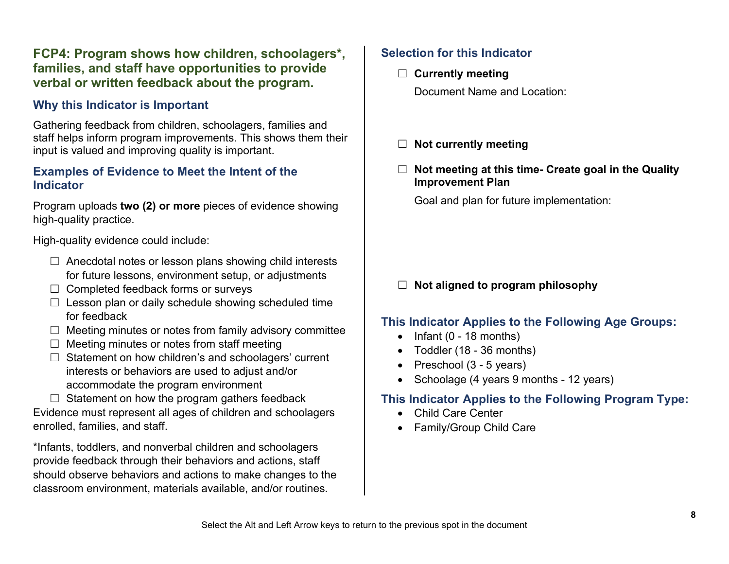## FCP4: Program shows how children, schoolagers*, families, and staff have opportunities to provide verbal or written feedback about the program.

### Why this Indicator is Important

Gathering feedback from children, schoolagers, families and staff helps inform program improvements. This shows them their input is valued and improving quality is important.

### Examples of Evidence to Meet the Intent of the Indicator

Program uploads **two (2) or more** pieces of evidence showing high-quality practice.

High-quality evidence could include:

- ☐ Anecdotal notes or lesson plans showing child interests for future lessons, environment setup, or adjustments
- ☐ Completed feedback forms or surveys
- ☐ Lesson plan or daily schedule showing scheduled time for feedback
- ☐ Meeting minutes or notes from family advisory committee
- ☐ Meeting minutes or notes from staff meeting
- ☐ Statement on how children's and schoolagers' current interests or behaviors are used to adjust and/or accommodate the program environment
- ☐ Statement on how the program gathers feedback

Evidence must represent all ages of children and schoolagers enrolled, families, and staff.

*Infants, toddlers, and nonverbal children and schoolagers provide feedback through their behaviors and actions, staff should observe behaviors and actions to make changes to the classroom environment, materials available, and/or routines.

### Selection for this Indicator

☐ **Currently meeting**

Document Name and Location:

☐ **Not currently meeting**

☐ **Not meeting at this time- Create goal in the Quality Improvement Plan**

Goal and plan for future implementation:

☐ **Not aligned to program philosophy**

### This Indicator Applies to the Following Age Groups:

- Infant (0 - 18 months)
- Toddler (18 - 36 months)
- Preschool (3 - 5 years)
- Schoolage (4 years 9 months - 12 years)

### This Indicator Applies to the Following Program Type:

- Child Care Center
- Family/Group Child Care

Select the Alt and Left Arrow keys to return to the previous spot in the document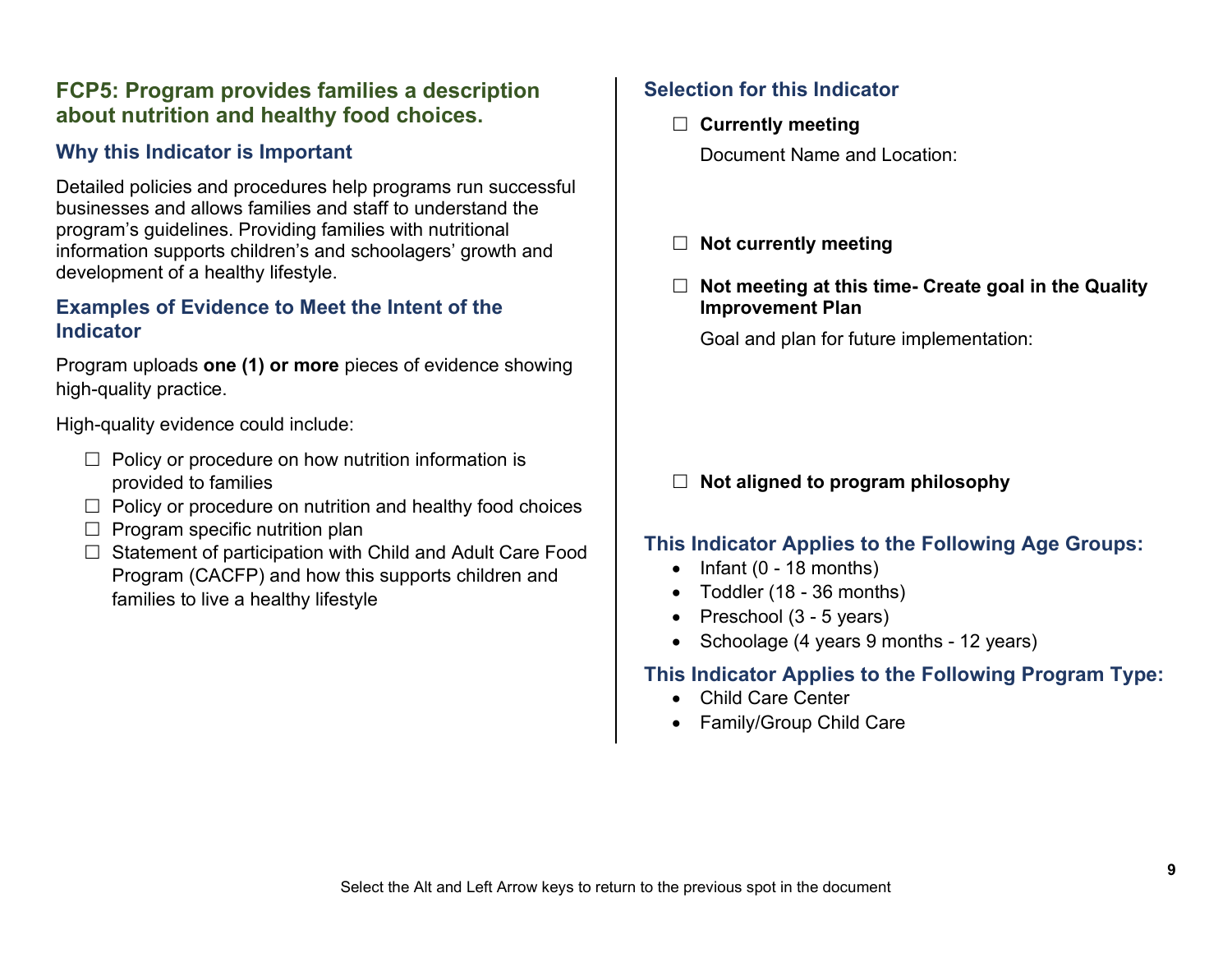## FCP5: Program provides families a description about nutrition and healthy food choices.

### Why this Indicator is Important

Detailed policies and procedures help programs run successful businesses and allows families and staff to understand the program's guidelines. Providing families with nutritional information supports children's and schoolagers' growth and development of a healthy lifestyle.

### Examples of Evidence to Meet the Intent of the Indicator

Program uploads **one (1) or more** pieces of evidence showing high-quality practice.

High-quality evidence could include:

- ☐ Policy or procedure on how nutrition information is provided to families
- ☐ Policy or procedure on nutrition and healthy food choices
- ☐ Program specific nutrition plan
- ☐ Statement of participation with Child and Adult Care Food Program (CACFP) and how this supports children and families to live a healthy lifestyle

### Selection for this Indicator

☐ **Currently meeting**

Document Name and Location:

☐ **Not currently meeting**

☐ **Not meeting at this time- Create goal in the Quality Improvement Plan**

Goal and plan for future implementation:

☐ **Not aligned to program philosophy**

### This Indicator Applies to the Following Age Groups:

- Infant (0 - 18 months)
- Toddler (18 - 36 months)
- Preschool (3 - 5 years)
- Schoolage (4 years 9 months - 12 years)

### This Indicator Applies to the Following Program Type:

- Child Care Center
- Family/Group Child Care

Select the Alt and Left Arrow keys to return to the previous spot in the document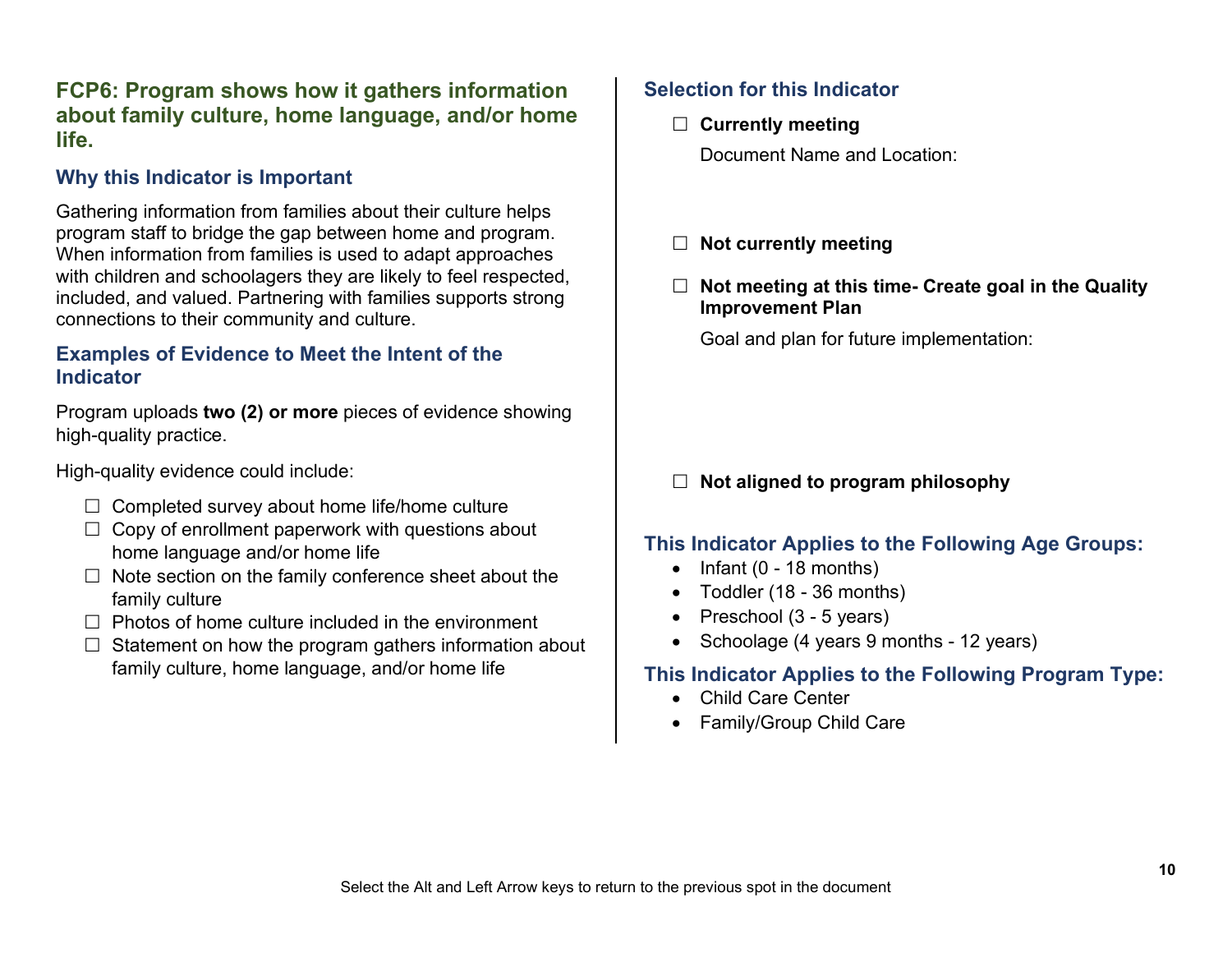## FCP6: Program shows how it gathers information about family culture, home language, and/or home life.

### Why this Indicator is Important

Gathering information from families about their culture helps program staff to bridge the gap between home and program. When information from families is used to adapt approaches with children and schoolagers they are likely to feel respected, included, and valued. Partnering with families supports strong connections to their community and culture.

### Examples of Evidence to Meet the Intent of the Indicator

Program uploads **two (2) or more** pieces of evidence showing high-quality practice.

High-quality evidence could include:

- ☐ Completed survey about home life/home culture
- ☐ Copy of enrollment paperwork with questions about home language and/or home life
- ☐ Note section on the family conference sheet about the family culture
- ☐ Photos of home culture included in the environment
- ☐ Statement on how the program gathers information about family culture, home language, and/or home life

### Selection for this Indicator

☐ **Currently meeting**

Document Name and Location:

☐ **Not currently meeting**

☐ **Not meeting at this time- Create goal in the Quality Improvement Plan**

Goal and plan for future implementation:

☐ **Not aligned to program philosophy**

### This Indicator Applies to the Following Age Groups:

- Infant (0 - 18 months)
- Toddler (18 - 36 months)
- Preschool (3 - 5 years)
- Schoolage (4 years 9 months - 12 years)

### This Indicator Applies to the Following Program Type:

- Child Care Center
- Family/Group Child Care

Select the Alt and Left Arrow keys to return to the previous spot in the document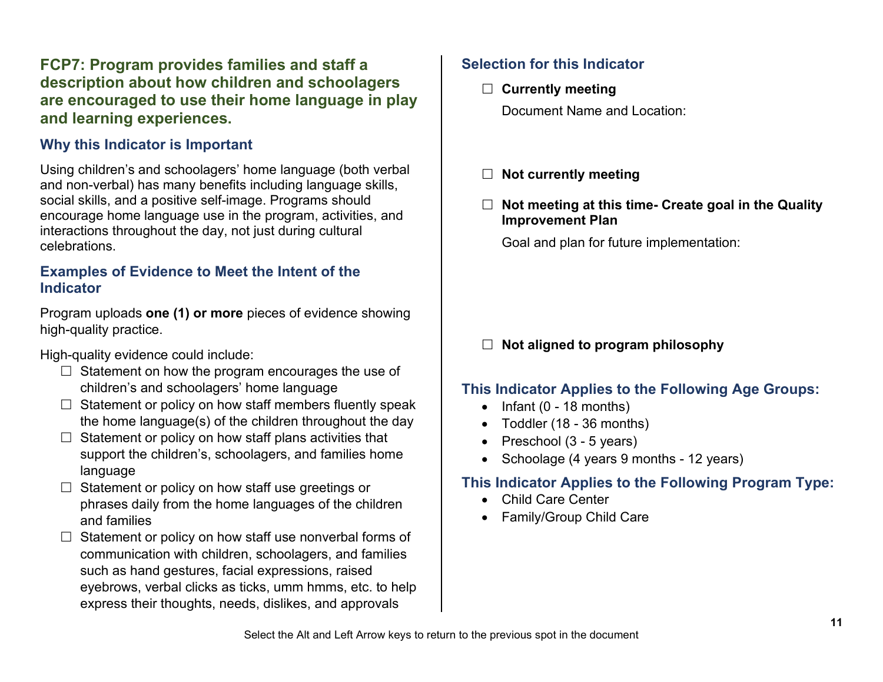## FCP7: Program provides families and staff a description about how children and schoolagers are encouraged to use their home language in play and learning experiences.

### Why this Indicator is Important

Using children's and schoolagers' home language (both verbal and non-verbal) has many benefits including language skills, social skills, and a positive self-image. Programs should encourage home language use in the program, activities, and interactions throughout the day, not just during cultural celebrations.

### Examples of Evidence to Meet the Intent of the Indicator

Program uploads **one (1) or more** pieces of evidence showing high-quality practice.

High-quality evidence could include:

- ☐ Statement on how the program encourages the use of children's and schoolagers' home language
- ☐ Statement or policy on how staff members fluently speak the home language(s) of the children throughout the day
- ☐ Statement or policy on how staff plans activities that support the children's, schoolagers, and families home language
- ☐ Statement or policy on how staff use greetings or phrases daily from the home languages of the children and families
- ☐ Statement or policy on how staff use nonverbal forms of communication with children, schoolagers, and families such as hand gestures, facial expressions, raised eyebrows, verbal clicks as ticks, umm hmms, etc. to help express their thoughts, needs, dislikes, and approvals

### Selection for this Indicator

☐ **Currently meeting**

Document Name and Location:

☐ **Not currently meeting**

☐ **Not meeting at this time- Create goal in the Quality Improvement Plan**

Goal and plan for future implementation:

☐ **Not aligned to program philosophy**

### This Indicator Applies to the Following Age Groups:

- Infant (0 - 18 months)
- Toddler (18 - 36 months)
- Preschool (3 - 5 years)
- Schoolage (4 years 9 months - 12 years)

### This Indicator Applies to the Following Program Type:

- Child Care Center
- Family/Group Child Care

Select the Alt and Left Arrow keys to return to the previous spot in the document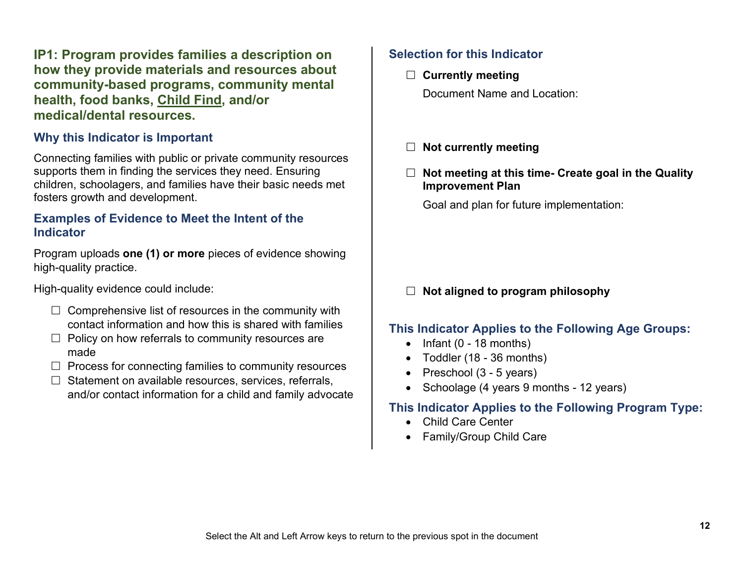## IP1: Program provides families a description on how they provide materials and resources about community-based programs, community mental health, food banks, Child Find, and/or medical/dental resources.

### Why this Indicator is Important

Connecting families with public or private community resources supports them in finding the services they need. Ensuring children, schoolagers, and families have their basic needs met fosters growth and development.

### Examples of Evidence to Meet the Intent of the Indicator

Program uploads **one (1) or more** pieces of evidence showing high-quality practice.

High-quality evidence could include:

- ☐ Comprehensive list of resources in the community with contact information and how this is shared with families
- ☐ Policy on how referrals to community resources are made
- ☐ Process for connecting families to community resources
- ☐ Statement on available resources, services, referrals, and/or contact information for a child and family advocate

### Selection for this Indicator

☐ **Currently meeting**

Document Name and Location:

☐ **Not currently meeting**

☐ **Not meeting at this time- Create goal in the Quality Improvement Plan**

Goal and plan for future implementation:

☐ **Not aligned to program philosophy**

### This Indicator Applies to the Following Age Groups:

- Infant (0 - 18 months)
- Toddler (18 - 36 months)
- Preschool (3 - 5 years)
- Schoolage (4 years 9 months - 12 years)

### This Indicator Applies to the Following Program Type:

- Child Care Center
- Family/Group Child Care

Select the Alt and Left Arrow keys to return to the previous spot in the document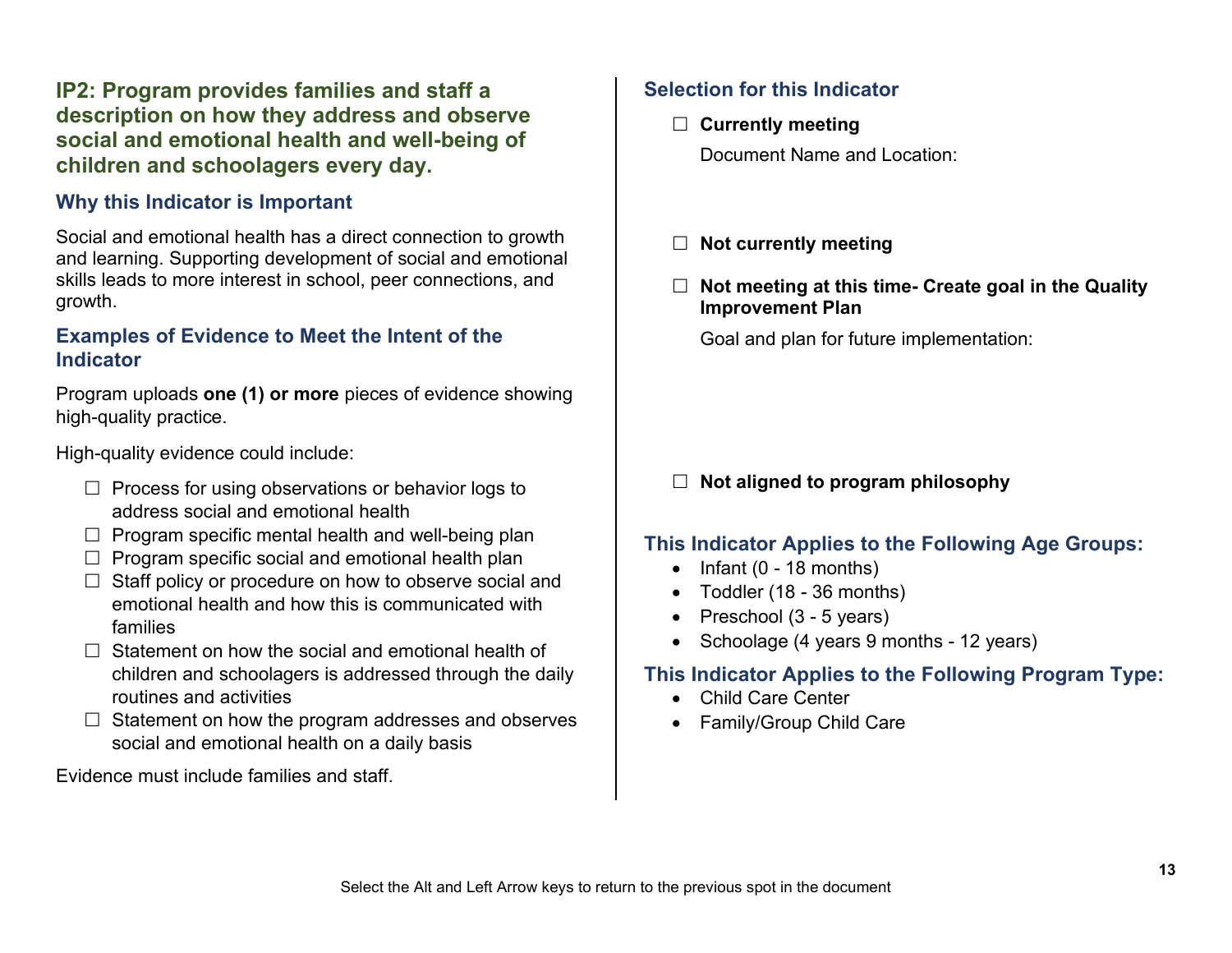## IP2: Program provides families and staff a description on how they address and observe social and emotional health and well-being of children and schoolagers every day.

### Why this Indicator is Important

Social and emotional health has a direct connection to growth and learning. Supporting development of social and emotional skills leads to more interest in school, peer connections, and growth.

### Examples of Evidence to Meet the Intent of the Indicator

Program uploads **one (1) or more** pieces of evidence showing high-quality practice.

High-quality evidence could include:

- ☐ Process for using observations or behavior logs to address social and emotional health
- ☐ Program specific mental health and well-being plan
- ☐ Program specific social and emotional health plan
- ☐ Staff policy or procedure on how to observe social and emotional health and how this is communicated with families
- ☐ Statement on how the social and emotional health of children and schoolagers is addressed through the daily routines and activities
- ☐ Statement on how the program addresses and observes social and emotional health on a daily basis

Evidence must include families and staff.

### Selection for this Indicator

☐ **Currently meeting**

Document Name and Location:

☐ **Not currently meeting**

☐ **Not meeting at this time- Create goal in the Quality Improvement Plan**

Goal and plan for future implementation:

☐ **Not aligned to program philosophy**

### This Indicator Applies to the Following Age Groups:

- Infant (0 - 18 months)
- Toddler (18 - 36 months)
- Preschool (3 - 5 years)
- Schoolage (4 years 9 months - 12 years)

### This Indicator Applies to the Following Program Type:

- Child Care Center
- Family/Group Child Care

Select the Alt and Left Arrow keys to return to the previous spot in the document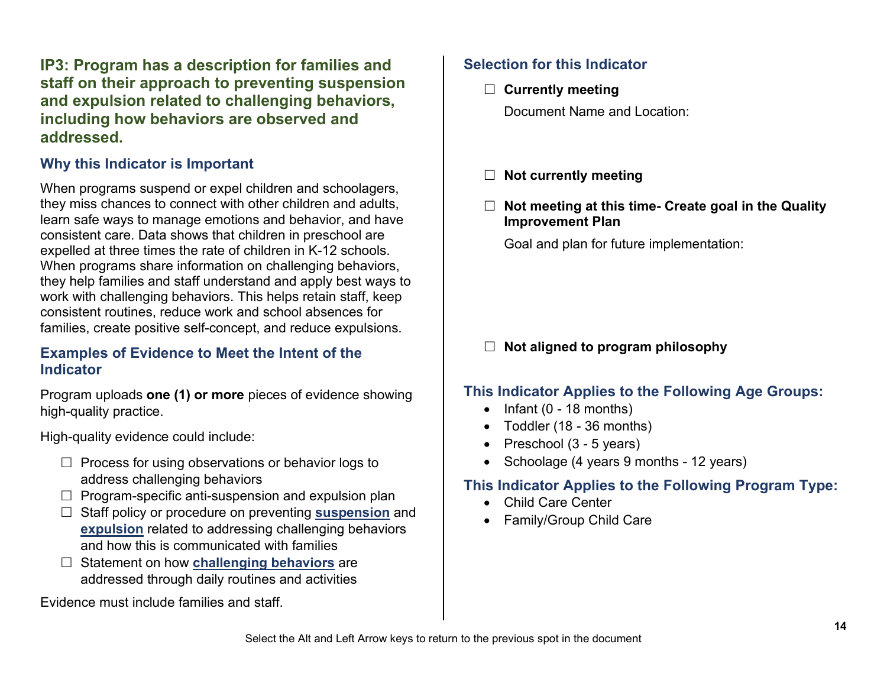## IP3: Program has a description for families and staff on their approach to preventing suspension and expulsion related to challenging behaviors, including how behaviors are observed and addressed.

### Why this Indicator is Important

When programs suspend or expel children and schoolagers, they miss chances to connect with other children and adults, learn safe ways to manage emotions and behavior, and have consistent care. Data shows that children in preschool are expelled at three times the rate of children in K-12 schools. When programs share information on challenging behaviors, they help families and staff understand and apply best ways to work with challenging behaviors. This helps retain staff, keep consistent routines, reduce work and school absences for families, create positive self-concept, and reduce expulsions.

### Examples of Evidence to Meet the Intent of the Indicator

Program uploads **one (1) or more** pieces of evidence showing high-quality practice.

High-quality evidence could include:

- ☐ Process for using observations or behavior logs to address challenging behaviors
- ☐ Program-specific anti-suspension and expulsion plan
- ☐ Staff policy or procedure on preventing **suspension** and **expulsion** related to addressing challenging behaviors and how this is communicated with families
- ☐ Statement on how **challenging behaviors** are addressed through daily routines and activities

Evidence must include families and staff.

### Selection for this Indicator

☐ **Currently meeting**

Document Name and Location:

☐ **Not currently meeting**

☐ **Not meeting at this time- Create goal in the Quality Improvement Plan**

Goal and plan for future implementation:

☐ **Not aligned to program philosophy**

### This Indicator Applies to the Following Age Groups:

- Infant (0 - 18 months)
- Toddler (18 - 36 months)
- Preschool (3 - 5 years)
- Schoolage (4 years 9 months - 12 years)

### This Indicator Applies to the Following Program Type:

- Child Care Center
- Family/Group Child Care

Select the Alt and Left Arrow keys to return to the previous spot in the document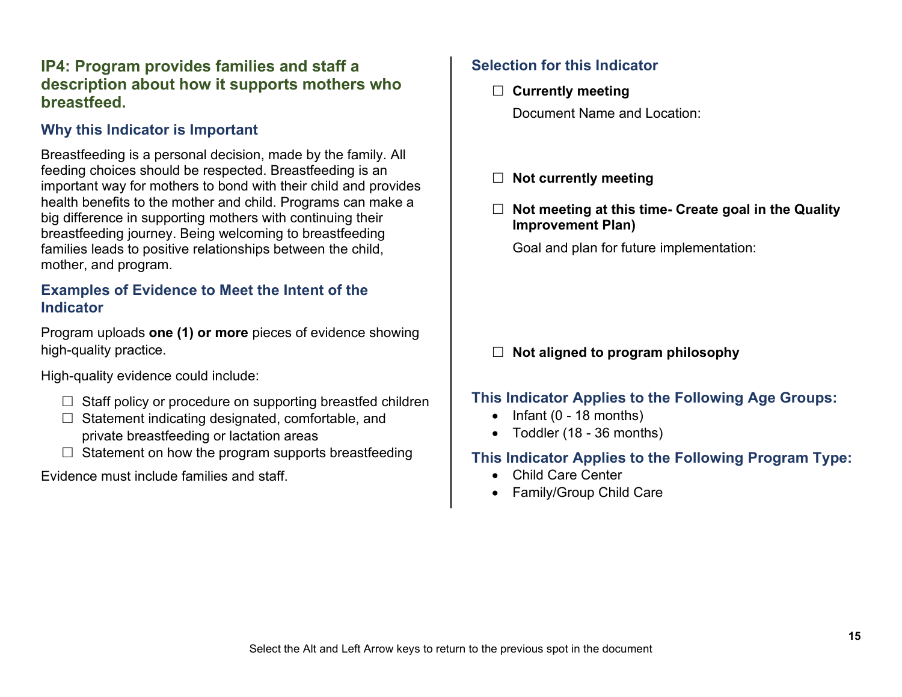## IP4: Program provides families and staff a description about how it supports mothers who breastfeed.

### Why this Indicator is Important

Breastfeeding is a personal decision, made by the family. All feeding choices should be respected. Breastfeeding is an important way for mothers to bond with their child and provides health benefits to the mother and child. Programs can make a big difference in supporting mothers with continuing their breastfeeding journey. Being welcoming to breastfeeding families leads to positive relationships between the child, mother, and program.

### Examples of Evidence to Meet the Intent of the Indicator

Program uploads **one (1) or more** pieces of evidence showing high-quality practice.

High-quality evidence could include:

- ☐ Staff policy or procedure on supporting breastfed children
- ☐ Statement indicating designated, comfortable, and private breastfeeding or lactation areas
- ☐ Statement on how the program supports breastfeeding

Evidence must include families and staff.

### Selection for this Indicator

☐ **Currently meeting**

Document Name and Location:

☐ **Not currently meeting**

☐ **Not meeting at this time- Create goal in the Quality Improvement Plan)**

Goal and plan for future implementation:

☐ **Not aligned to program philosophy**

### This Indicator Applies to the Following Age Groups:

- Infant (0 - 18 months)
- Toddler (18 - 36 months)

### This Indicator Applies to the Following Program Type:

- Child Care Center
- Family/Group Child Care

Select the Alt and Left Arrow keys to return to the previous spot in the document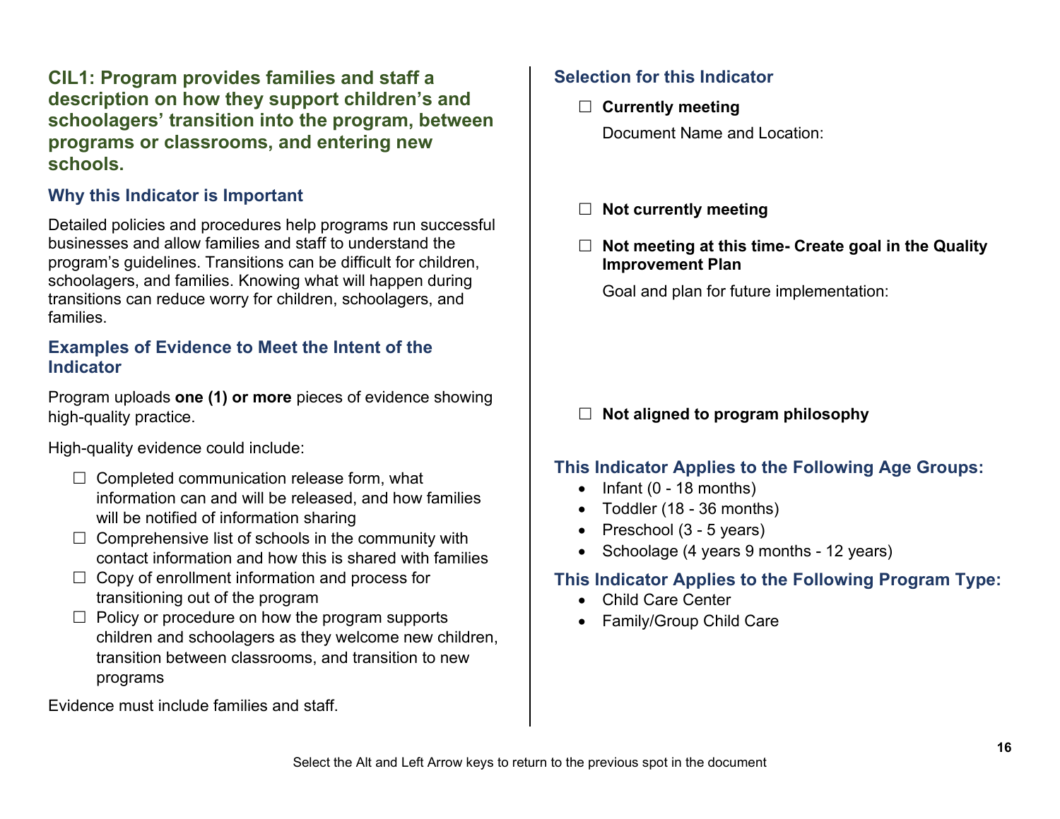## CIL1: Program provides families and staff a description on how they support children's and schoolagers' transition into the program, between programs or classrooms, and entering new schools.

### Why this Indicator is Important

Detailed policies and procedures help programs run successful businesses and allow families and staff to understand the program's guidelines. Transitions can be difficult for children, schoolagers, and families. Knowing what will happen during transitions can reduce worry for children, schoolagers, and families.

### Examples of Evidence to Meet the Intent of the Indicator

Program uploads **one (1) or more** pieces of evidence showing high-quality practice.

High-quality evidence could include:

- ☐ Completed communication release form, what information can and will be released, and how families will be notified of information sharing
- ☐ Comprehensive list of schools in the community with contact information and how this is shared with families
- ☐ Copy of enrollment information and process for transitioning out of the program
- ☐ Policy or procedure on how the program supports children and schoolagers as they welcome new children, transition between classrooms, and transition to new programs

Evidence must include families and staff.

### Selection for this Indicator

☐ **Currently meeting**

Document Name and Location:

☐ **Not currently meeting**

☐ **Not meeting at this time- Create goal in the Quality Improvement Plan**

Goal and plan for future implementation:

☐ **Not aligned to program philosophy**

### This Indicator Applies to the Following Age Groups:

- Infant (0 - 18 months)
- Toddler (18 - 36 months)
- Preschool (3 - 5 years)
- Schoolage (4 years 9 months - 12 years)

### This Indicator Applies to the Following Program Type:

- Child Care Center
- Family/Group Child Care

Select the Alt and Left Arrow keys to return to the previous spot in the document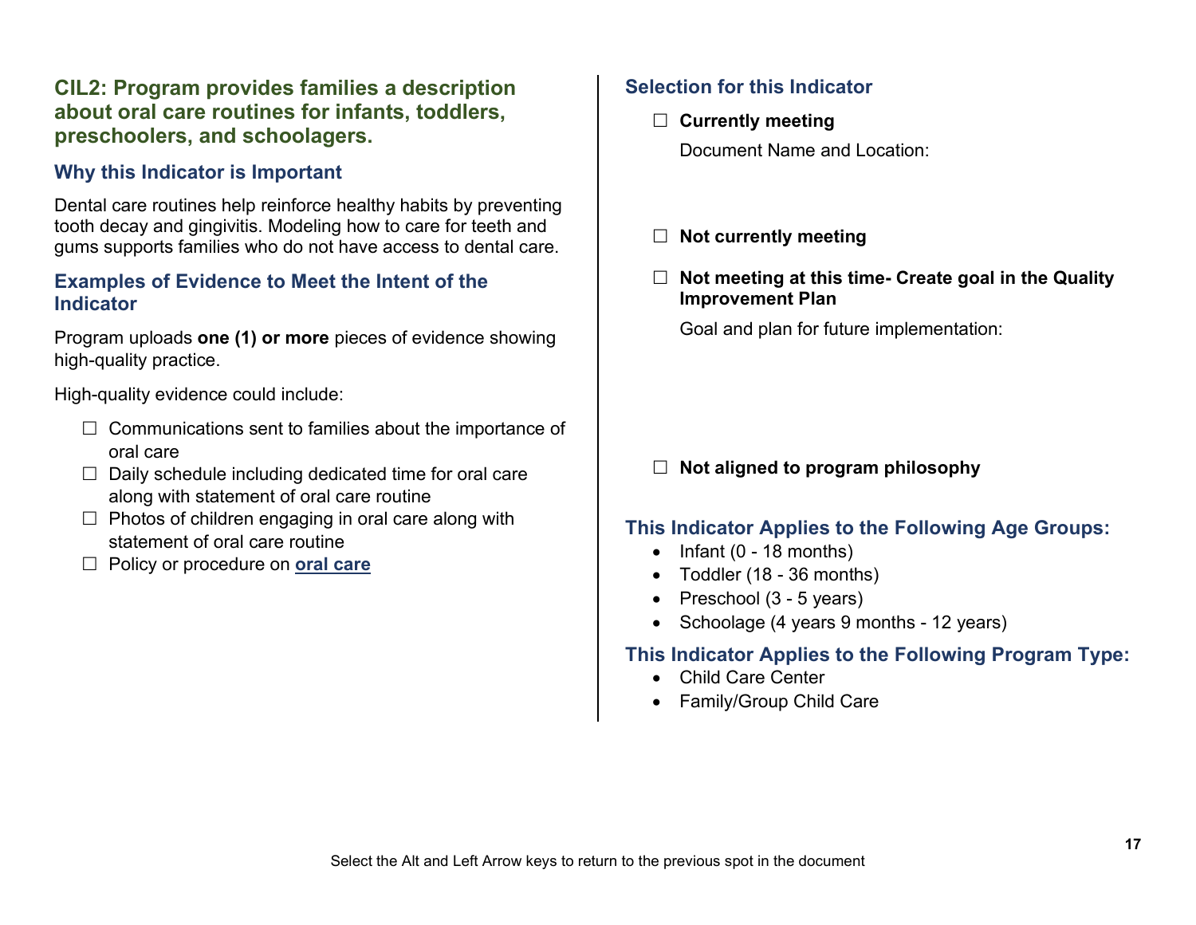## CIL2: Program provides families a description about oral care routines for infants, toddlers, preschoolers, and schoolagers.

### Why this Indicator is Important

Dental care routines help reinforce healthy habits by preventing tooth decay and gingivitis. Modeling how to care for teeth and gums supports families who do not have access to dental care.

### Examples of Evidence to Meet the Intent of the Indicator

Program uploads **one (1) or more** pieces of evidence showing high-quality practice.

High-quality evidence could include:

- ☐ Communications sent to families about the importance of oral care
- ☐ Daily schedule including dedicated time for oral care along with statement of oral care routine
- ☐ Photos of children engaging in oral care along with statement of oral care routine
- ☐ Policy or procedure on **oral care**

### Selection for this Indicator

☐ **Currently meeting**

Document Name and Location:

☐ **Not currently meeting**

☐ **Not meeting at this time- Create goal in the Quality Improvement Plan**

Goal and plan for future implementation:

☐ **Not aligned to program philosophy**

### This Indicator Applies to the Following Age Groups:

- Infant (0 - 18 months)
- Toddler (18 - 36 months)
- Preschool (3 - 5 years)
- Schoolage (4 years 9 months - 12 years)

### This Indicator Applies to the Following Program Type:

- Child Care Center
- Family/Group Child Care

Select the Alt and Left Arrow keys to return to the previous spot in the document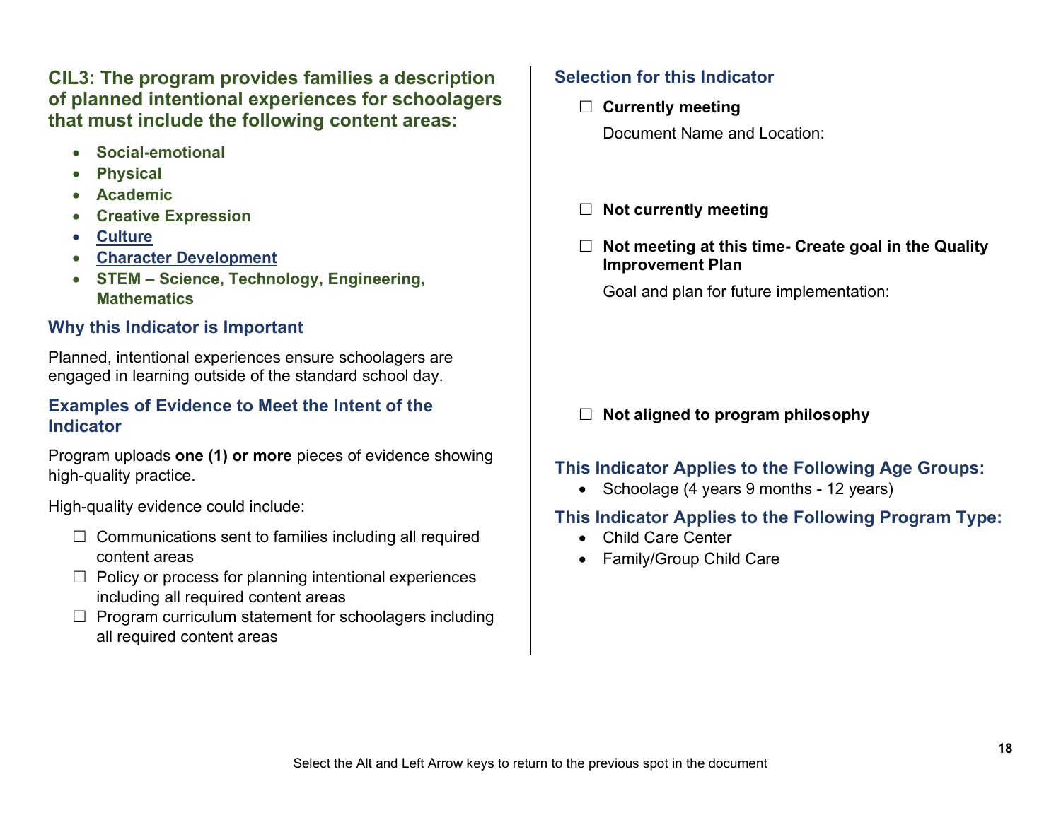## CIL3: The program provides families a description of planned intentional experiences for schoolagers that must include the following content areas:

- **Social-emotional**
- **Physical**
- **Academic**
- **Creative Expression**
- **Culture**
- **Character Development**
- **STEM – Science, Technology, Engineering, Mathematics**

### Why this Indicator is Important

Planned, intentional experiences ensure schoolagers are engaged in learning outside of the standard school day.

### Examples of Evidence to Meet the Intent of the Indicator

Program uploads **one (1) or more** pieces of evidence showing high-quality practice.

High-quality evidence could include:

- ☐ Communications sent to families including all required content areas
- ☐ Policy or process for planning intentional experiences including all required content areas
- ☐ Program curriculum statement for schoolagers including all required content areas

### Selection for this Indicator

☐ **Currently meeting**

Document Name and Location:

☐ **Not currently meeting**

☐ **Not meeting at this time- Create goal in the Quality Improvement Plan**

Goal and plan for future implementation:

☐ **Not aligned to program philosophy**

### This Indicator Applies to the Following Age Groups:

- Schoolage (4 years 9 months - 12 years)

### This Indicator Applies to the Following Program Type:

- Child Care Center
- Family/Group Child Care

Select the Alt and Left Arrow keys to return to the previous spot in the document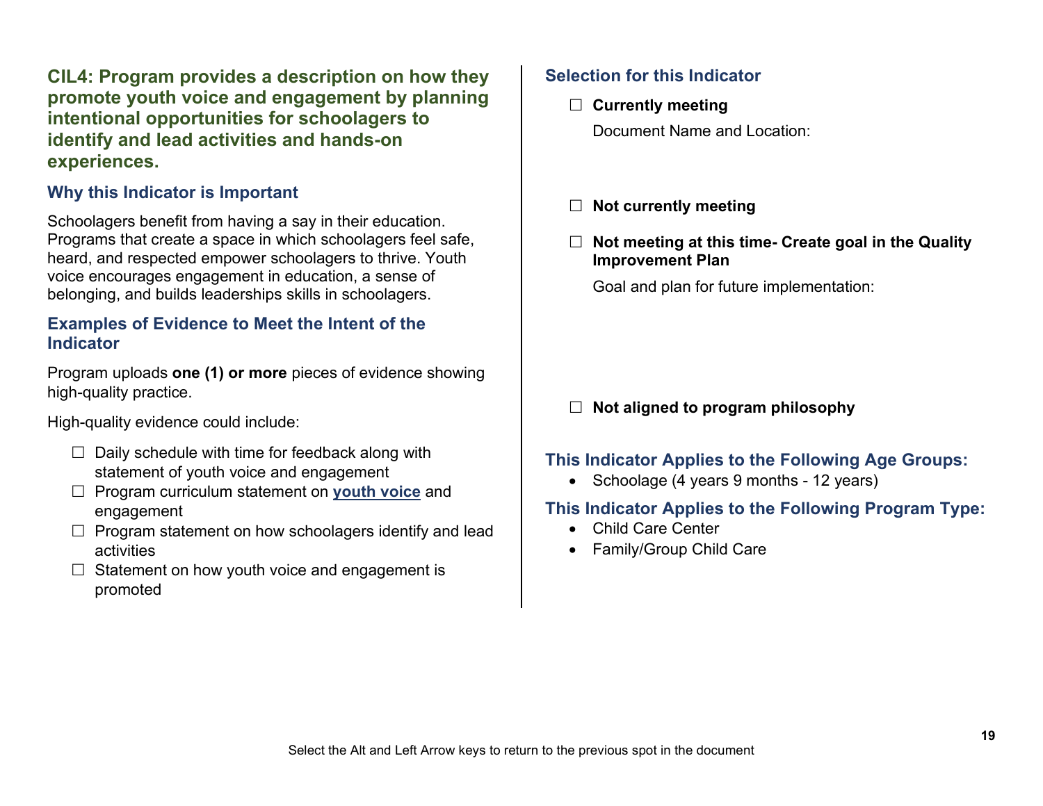## CIL4: Program provides a description on how they promote youth voice and engagement by planning intentional opportunities for schoolagers to identify and lead activities and hands-on experiences.

### Why this Indicator is Important

Schoolagers benefit from having a say in their education. Programs that create a space in which schoolagers feel safe, heard, and respected empower schoolagers to thrive. Youth voice encourages engagement in education, a sense of belonging, and builds leaderships skills in schoolagers.

### Examples of Evidence to Meet the Intent of the Indicator

Program uploads **one (1) or more** pieces of evidence showing high-quality practice.

High-quality evidence could include:

- ☐ Daily schedule with time for feedback along with statement of youth voice and engagement
- ☐ Program curriculum statement on **youth voice** and engagement
- ☐ Program statement on how schoolagers identify and lead activities
- ☐ Statement on how youth voice and engagement is promoted

### Selection for this Indicator

☐ **Currently meeting**

Document Name and Location:

☐ **Not currently meeting**

☐ **Not meeting at this time- Create goal in the Quality Improvement Plan**

Goal and plan for future implementation:

☐ **Not aligned to program philosophy**

### This Indicator Applies to the Following Age Groups:

- Schoolage (4 years 9 months - 12 years)

### This Indicator Applies to the Following Program Type:

- Child Care Center
- Family/Group Child Care

Select the Alt and Left Arrow keys to return to the previous spot in the document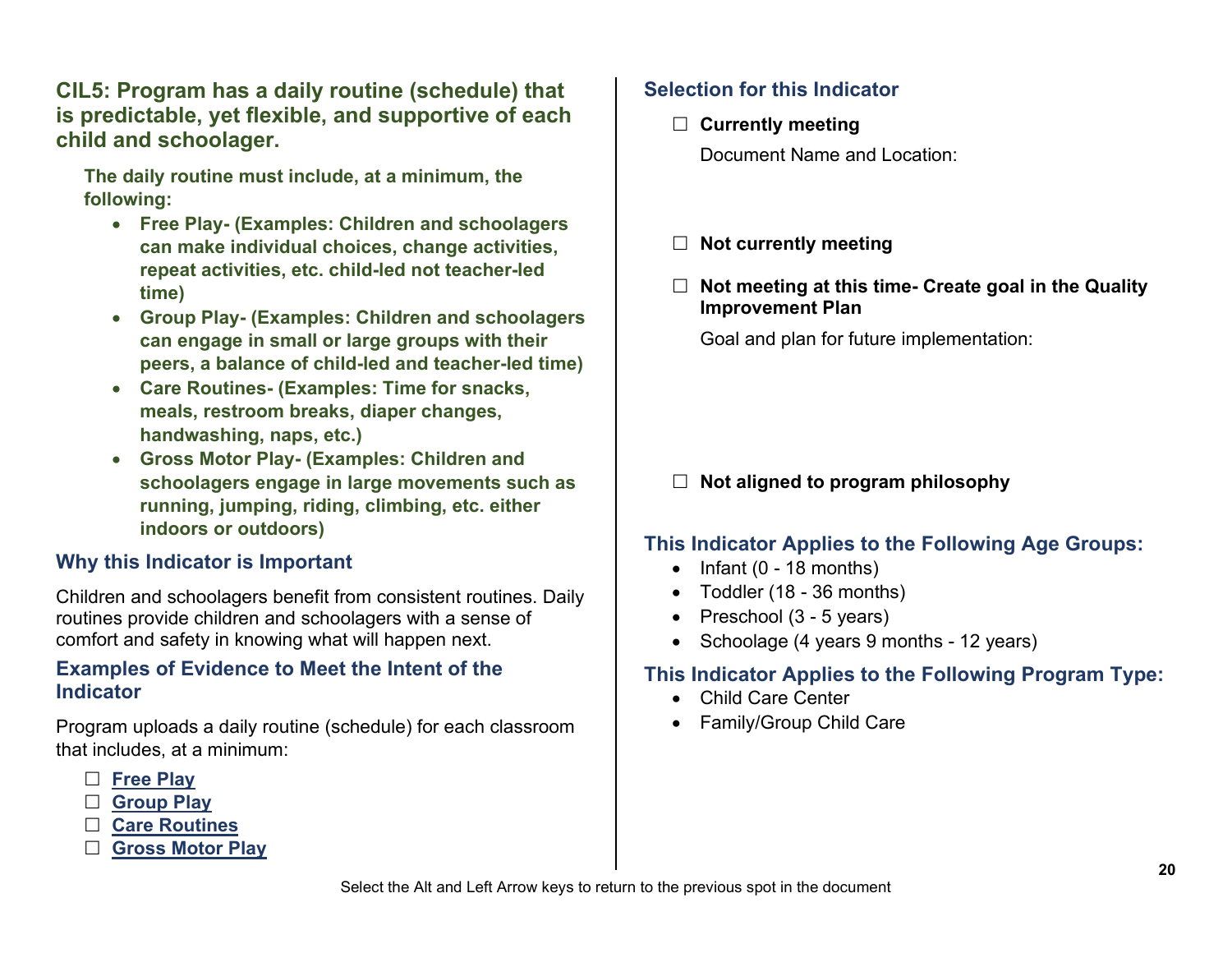## CIL5: Program has a daily routine (schedule) that is predictable, yet flexible, and supportive of each child and schoolager.

**The daily routine must include, at a minimum, the following:**

- **Free Play- (Examples: Children and schoolagers can make individual choices, change activities, repeat activities, etc. child-led not teacher-led time)**
- **Group Play- (Examples: Children and schoolagers can engage in small or large groups with their peers, a balance of child-led and teacher-led time)**
- **Care Routines- (Examples: Time for snacks, meals, restroom breaks, diaper changes, handwashing, naps, etc.)**
- **Gross Motor Play- (Examples: Children and schoolagers engage in large movements such as running, jumping, riding, climbing, etc. either indoors or outdoors)**

### Why this Indicator is Important

Children and schoolagers benefit from consistent routines. Daily routines provide children and schoolagers with a sense of comfort and safety in knowing what will happen next.

### Examples of Evidence to Meet the Intent of the Indicator

Program uploads a daily routine (schedule) for each classroom that includes, at a minimum:

☐ **Free Play**
☐ **Group Play**
☐ **Care Routines**
☐ **Gross Motor Play**

### Selection for this Indicator

☐ **Currently meeting**

Document Name and Location:

☐ **Not currently meeting**

☐ **Not meeting at this time- Create goal in the Quality Improvement Plan**

Goal and plan for future implementation:

☐ **Not aligned to program philosophy**

### This Indicator Applies to the Following Age Groups:

- Infant (0 - 18 months)
- Toddler (18 - 36 months)
- Preschool (3 - 5 years)
- Schoolage (4 years 9 months - 12 years)

### This Indicator Applies to the Following Program Type:

- Child Care Center
- Family/Group Child Care

Select the Alt and Left Arrow keys to return to the previous spot in the document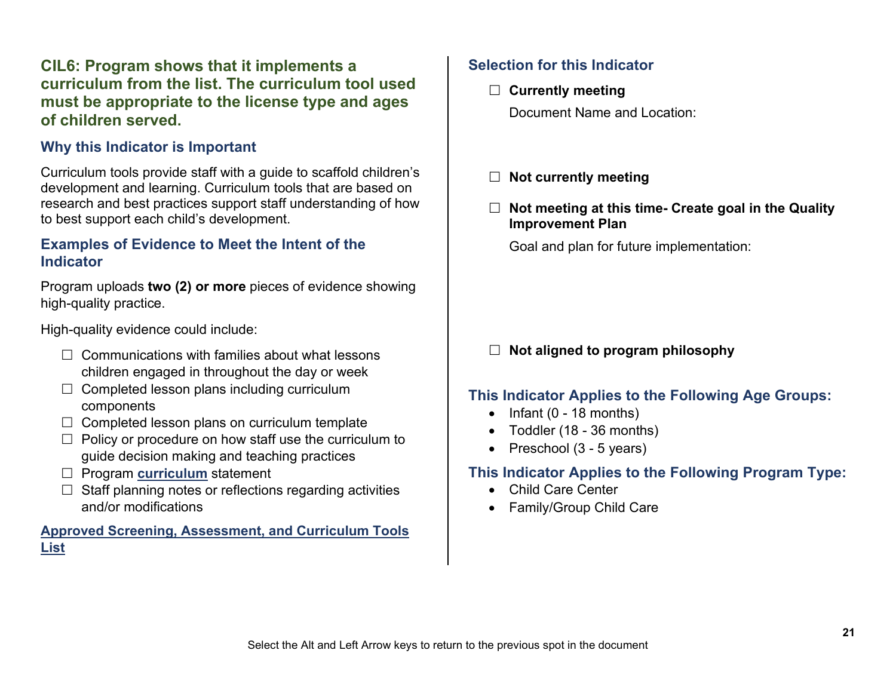## CIL6: Program shows that it implements a curriculum from the list. The curriculum tool used must be appropriate to the license type and ages of children served.

### Why this Indicator is Important

Curriculum tools provide staff with a guide to scaffold children's development and learning. Curriculum tools that are based on research and best practices support staff understanding of how to best support each child's development.

### Examples of Evidence to Meet the Intent of the Indicator

Program uploads **two (2) or more** pieces of evidence showing high-quality practice.

High-quality evidence could include:

- ☐ Communications with families about what lessons children engaged in throughout the day or week
- ☐ Completed lesson plans including curriculum components
- ☐ Completed lesson plans on curriculum template
- ☐ Policy or procedure on how staff use the curriculum to guide decision making and teaching practices
- ☐ Program **curriculum** statement
- ☐ Staff planning notes or reflections regarding activities and/or modifications

**Approved Screening, Assessment, and Curriculum Tools List**

### Selection for this Indicator

☐ **Currently meeting**

Document Name and Location:

☐ **Not currently meeting**

☐ **Not meeting at this time- Create goal in the Quality Improvement Plan**

Goal and plan for future implementation:

☐ **Not aligned to program philosophy**

### This Indicator Applies to the Following Age Groups:

- Infant (0 - 18 months)
- Toddler (18 - 36 months)
- Preschool (3 - 5 years)

### This Indicator Applies to the Following Program Type:

- Child Care Center
- Family/Group Child Care

Select the Alt and Left Arrow keys to return to the previous spot in the document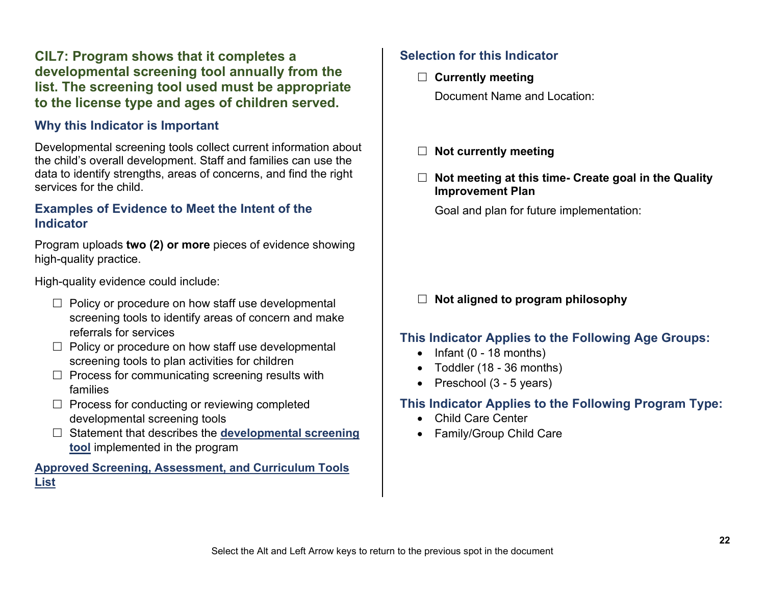## CIL7: Program shows that it completes a developmental screening tool annually from the list. The screening tool used must be appropriate to the license type and ages of children served.

### Why this Indicator is Important

Developmental screening tools collect current information about the child's overall development. Staff and families can use the data to identify strengths, areas of concerns, and find the right services for the child.

### Examples of Evidence to Meet the Intent of the Indicator

Program uploads **two (2) or more** pieces of evidence showing high-quality practice.

High-quality evidence could include:

- ☐ Policy or procedure on how staff use developmental screening tools to identify areas of concern and make referrals for services
- ☐ Policy or procedure on how staff use developmental screening tools to plan activities for children
- ☐ Process for communicating screening results with families
- ☐ Process for conducting or reviewing completed developmental screening tools
- ☐ Statement that describes the **developmental screening tool** implemented in the program

**Approved Screening, Assessment, and Curriculum Tools List**

### Selection for this Indicator

☐ **Currently meeting**

Document Name and Location:

☐ **Not currently meeting**

☐ **Not meeting at this time- Create goal in the Quality Improvement Plan**

Goal and plan for future implementation:

☐ **Not aligned to program philosophy**

### This Indicator Applies to the Following Age Groups:

- Infant (0 - 18 months)
- Toddler (18 - 36 months)
- Preschool (3 - 5 years)

### This Indicator Applies to the Following Program Type:

- Child Care Center
- Family/Group Child Care

Select the Alt and Left Arrow keys to return to the previous spot in the document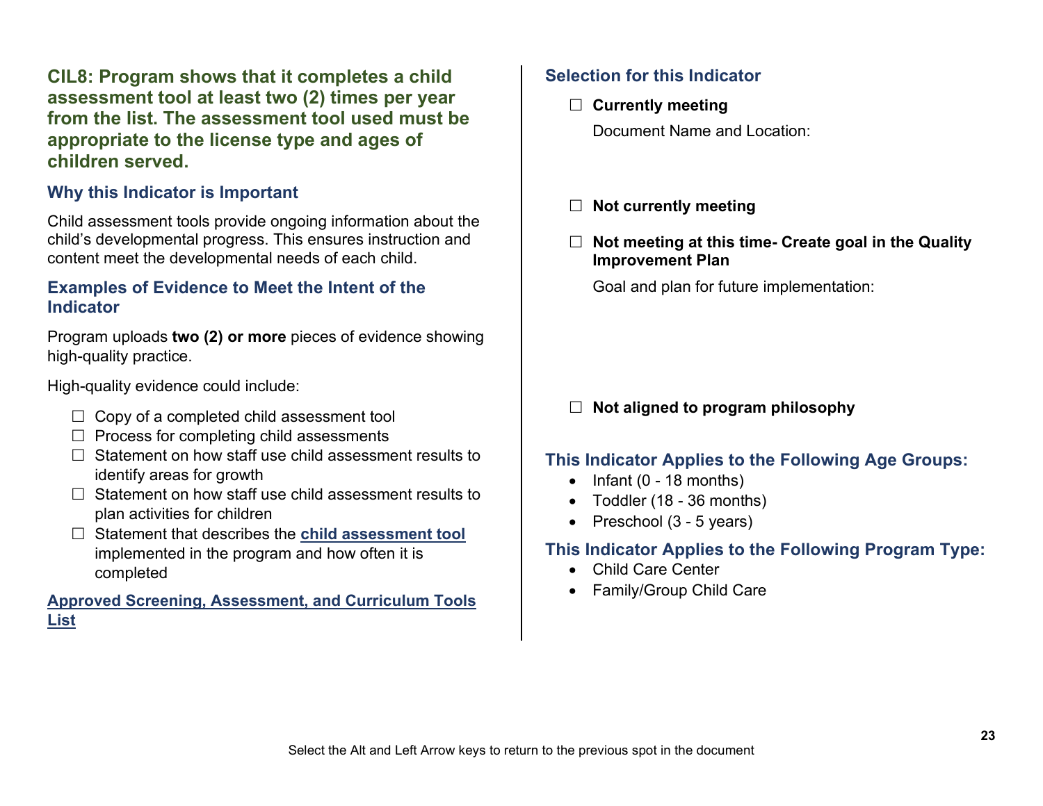## CIL8: Program shows that it completes a child assessment tool at least two (2) times per year from the list. The assessment tool used must be appropriate to the license type and ages of children served.

### Why this Indicator is Important

Child assessment tools provide ongoing information about the child's developmental progress. This ensures instruction and content meet the developmental needs of each child.

### Examples of Evidence to Meet the Intent of the Indicator

Program uploads **two (2) or more** pieces of evidence showing high-quality practice.

High-quality evidence could include:

- ☐ Copy of a completed child assessment tool
- ☐ Process for completing child assessments
- ☐ Statement on how staff use child assessment results to identify areas for growth
- ☐ Statement on how staff use child assessment results to plan activities for children
- ☐ Statement that describes the **child assessment tool** implemented in the program and how often it is completed

**Approved Screening, Assessment, and Curriculum Tools List**

### Selection for this Indicator

☐ **Currently meeting**

Document Name and Location:

☐ **Not currently meeting**

☐ **Not meeting at this time- Create goal in the Quality Improvement Plan**

Goal and plan for future implementation:

☐ **Not aligned to program philosophy**

### This Indicator Applies to the Following Age Groups:

- Infant (0 - 18 months)
- Toddler (18 - 36 months)
- Preschool (3 - 5 years)

### This Indicator Applies to the Following Program Type:

- Child Care Center
- Family/Group Child Care

Select the Alt and Left Arrow keys to return to the previous spot in the document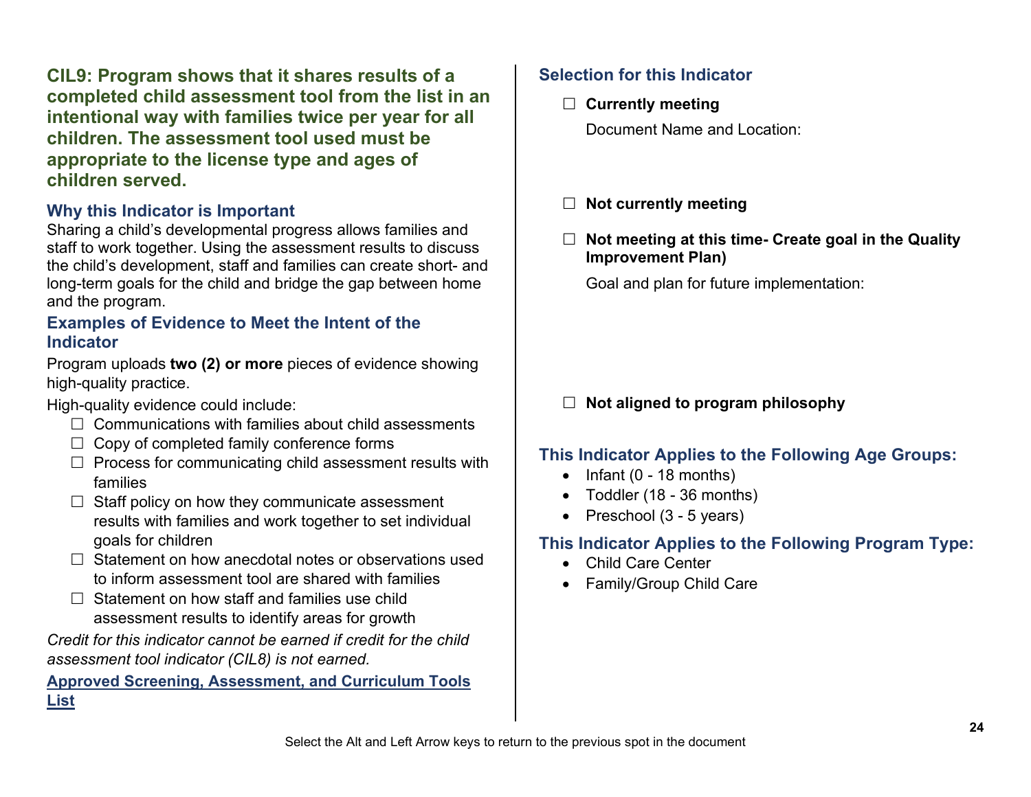## CIL9: Program shows that it shares results of a completed child assessment tool from the list in an intentional way with families twice per year for all children. The assessment tool used must be appropriate to the license type and ages of children served.

### Why this Indicator is Important

Sharing a child's developmental progress allows families and staff to work together. Using the assessment results to discuss the child's development, staff and families can create short- and long-term goals for the child and bridge the gap between home and the program.

### Examples of Evidence to Meet the Intent of the Indicator

Program uploads **two (2) or more** pieces of evidence showing high-quality practice.

High-quality evidence could include:

- ☐ Communications with families about child assessments
- ☐ Copy of completed family conference forms
- ☐ Process for communicating child assessment results with families
- ☐ Staff policy on how they communicate assessment results with families and work together to set individual goals for children
- ☐ Statement on how anecdotal notes or observations used to inform assessment tool are shared with families
- ☐ Statement on how staff and families use child assessment results to identify areas for growth

*Credit for this indicator cannot be earned if credit for the child assessment tool indicator (CIL8) is not earned.*

Approved Screening, Assessment, and Curriculum Tools List

### Selection for this Indicator

☐ **Currently meeting**

Document Name and Location:

☐ **Not currently meeting**

☐ **Not meeting at this time- Create goal in the Quality Improvement Plan)**

Goal and plan for future implementation:

☐ **Not aligned to program philosophy**

### This Indicator Applies to the Following Age Groups:

- Infant (0 - 18 months)
- Toddler (18 - 36 months)
- Preschool (3 - 5 years)

### This Indicator Applies to the Following Program Type:

- Child Care Center
- Family/Group Child Care

Select the Alt and Left Arrow keys to return to the previous spot in the document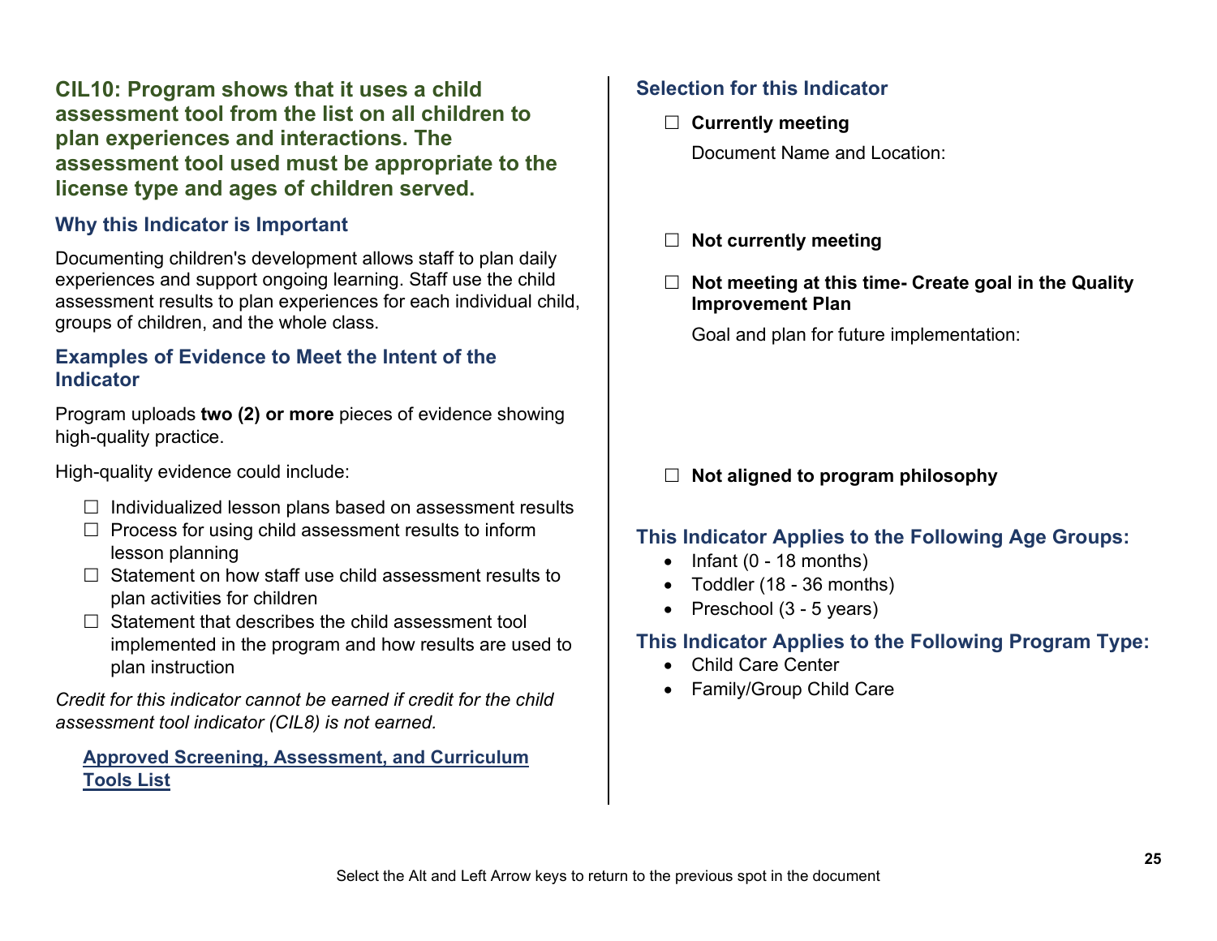## CIL10: Program shows that it uses a child assessment tool from the list on all children to plan experiences and interactions. The assessment tool used must be appropriate to the license type and ages of children served.

### Why this Indicator is Important

Documenting children's development allows staff to plan daily experiences and support ongoing learning. Staff use the child assessment results to plan experiences for each individual child, groups of children, and the whole class.

### Examples of Evidence to Meet the Intent of the Indicator

Program uploads **two (2) or more** pieces of evidence showing high-quality practice.

High-quality evidence could include:

- ☐ Individualized lesson plans based on assessment results
- ☐ Process for using child assessment results to inform lesson planning
- ☐ Statement on how staff use child assessment results to plan activities for children
- ☐ Statement that describes the child assessment tool implemented in the program and how results are used to plan instruction

*Credit for this indicator cannot be earned if credit for the child assessment tool indicator (CIL8) is not earned.*

[Approved Screening, Assessment, and Curriculum Tools List]

### Selection for this Indicator

☐ **Currently meeting**

Document Name and Location:

☐ **Not currently meeting**

☐ **Not meeting at this time- Create goal in the Quality Improvement Plan**

Goal and plan for future implementation:

☐ **Not aligned to program philosophy**

### This Indicator Applies to the Following Age Groups:

- Infant (0 - 18 months)
- Toddler (18 - 36 months)
- Preschool (3 - 5 years)

### This Indicator Applies to the Following Program Type:

- Child Care Center
- Family/Group Child Care

Select the Alt and Left Arrow keys to return to the previous spot in the document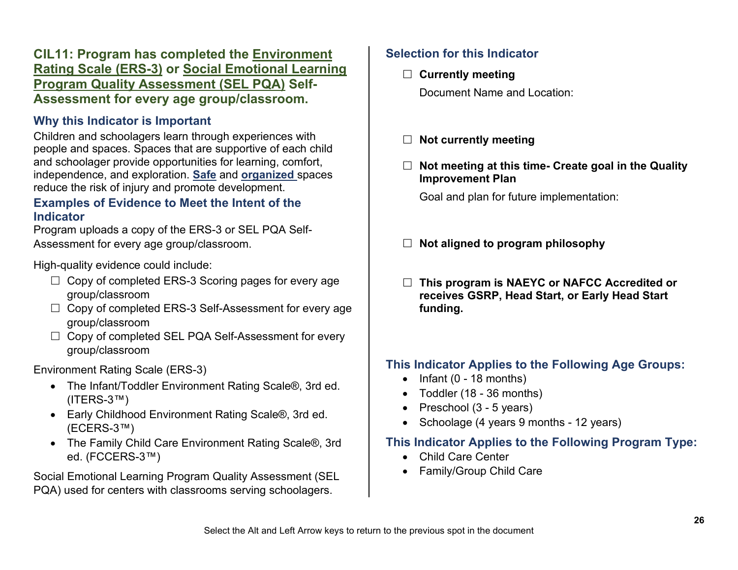## CIL11: Program has completed the Environment Rating Scale (ERS-3) or Social Emotional Learning Program Quality Assessment (SEL PQA) Self-Assessment for every age group/classroom.

### Why this Indicator is Important

Children and schoolagers learn through experiences with people and spaces. Spaces that are supportive of each child and schoolager provide opportunities for learning, comfort, independence, and exploration. **Safe** and **organized** spaces reduce the risk of injury and promote development.

### Examples of Evidence to Meet the Intent of the Indicator

Program uploads a copy of the ERS-3 or SEL PQA Self-Assessment for every age group/classroom.

High-quality evidence could include:

- ☐ Copy of completed ERS-3 Scoring pages for every age group/classroom
- ☐ Copy of completed ERS-3 Self-Assessment for every age group/classroom
- ☐ Copy of completed SEL PQA Self-Assessment for every group/classroom

Environment Rating Scale (ERS-3)

- The Infant/Toddler Environment Rating Scale®, 3rd ed. (ITERS-3™)
- Early Childhood Environment Rating Scale®, 3rd ed. (ECERS-3™)
- The Family Child Care Environment Rating Scale®, 3rd ed. (FCCERS-3™)

Social Emotional Learning Program Quality Assessment (SEL PQA) used for centers with classrooms serving schoolagers.

### Selection for this Indicator

☐ **Currently meeting**

Document Name and Location:

☐ **Not currently meeting**

☐ **Not meeting at this time- Create goal in the Quality Improvement Plan**

Goal and plan for future implementation:

☐ **Not aligned to program philosophy**

☐ **This program is NAEYC or NAFCC Accredited or receives GSRP, Head Start, or Early Head Start funding.**

### This Indicator Applies to the Following Age Groups:

- Infant (0 - 18 months)
- Toddler (18 - 36 months)
- Preschool (3 - 5 years)
- Schoolage (4 years 9 months - 12 years)

### This Indicator Applies to the Following Program Type:

- Child Care Center
- Family/Group Child Care

Select the Alt and Left Arrow keys to return to the previous spot in the document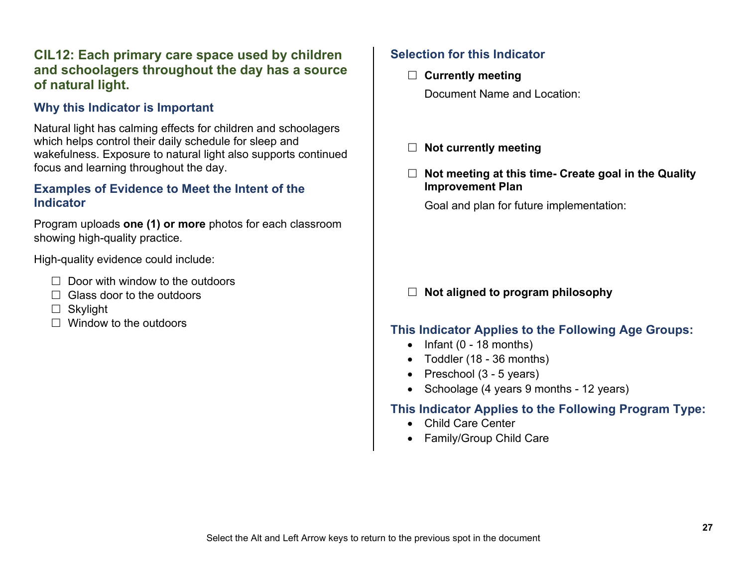## CIL12: Each primary care space used by children and schoolagers throughout the day has a source of natural light.

### Why this Indicator is Important

Natural light has calming effects for children and schoolagers which helps control their daily schedule for sleep and wakefulness. Exposure to natural light also supports continued focus and learning throughout the day.

### Examples of Evidence to Meet the Intent of the Indicator

Program uploads **one (1) or more** photos for each classroom showing high-quality practice.

High-quality evidence could include:

- ☐ Door with window to the outdoors
- ☐ Glass door to the outdoors
- ☐ Skylight
- ☐ Window to the outdoors

### Selection for this Indicator

☐ **Currently meeting**

Document Name and Location:

☐ **Not currently meeting**

☐ **Not meeting at this time- Create goal in the Quality Improvement Plan**

Goal and plan for future implementation:

☐ **Not aligned to program philosophy**

### This Indicator Applies to the Following Age Groups:

- Infant (0 - 18 months)
- Toddler (18 - 36 months)
- Preschool (3 - 5 years)
- Schoolage (4 years 9 months - 12 years)

### This Indicator Applies to the Following Program Type:

- Child Care Center
- Family/Group Child Care

Select the Alt and Left Arrow keys to return to the previous spot in the document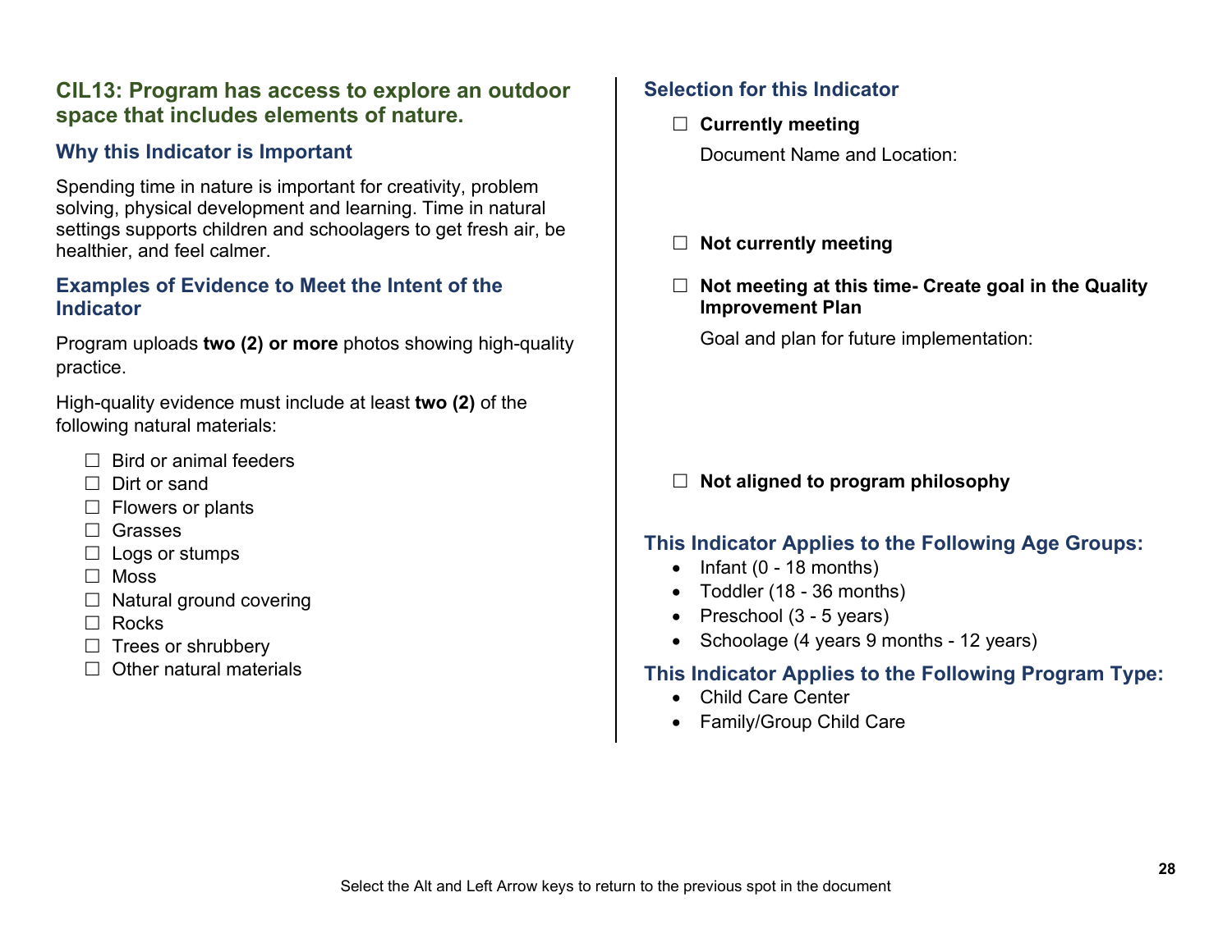## CIL13: Program has access to explore an outdoor space that includes elements of nature.

### Why this Indicator is Important

Spending time in nature is important for creativity, problem solving, physical development and learning. Time in natural settings supports children and schoolagers to get fresh air, be healthier, and feel calmer.

### Examples of Evidence to Meet the Intent of the Indicator

Program uploads **two (2) or more** photos showing high-quality practice.

High-quality evidence must include at least **two (2)** of the following natural materials:

- ☐ Bird or animal feeders
- ☐ Dirt or sand
- ☐ Flowers or plants
- ☐ Grasses
- ☐ Logs or stumps
- ☐ Moss
- ☐ Natural ground covering
- ☐ Rocks
- ☐ Trees or shrubbery
- ☐ Other natural materials

### Selection for this Indicator

☐ **Currently meeting**

Document Name and Location:

☐ **Not currently meeting**

☐ **Not meeting at this time- Create goal in the Quality Improvement Plan**

Goal and plan for future implementation:

☐ **Not aligned to program philosophy**

### This Indicator Applies to the Following Age Groups:

- Infant (0 - 18 months)
- Toddler (18 - 36 months)
- Preschool (3 - 5 years)
- Schoolage (4 years 9 months - 12 years)

### This Indicator Applies to the Following Program Type:

- Child Care Center
- Family/Group Child Care

Select the Alt and Left Arrow keys to return to the previous spot in the document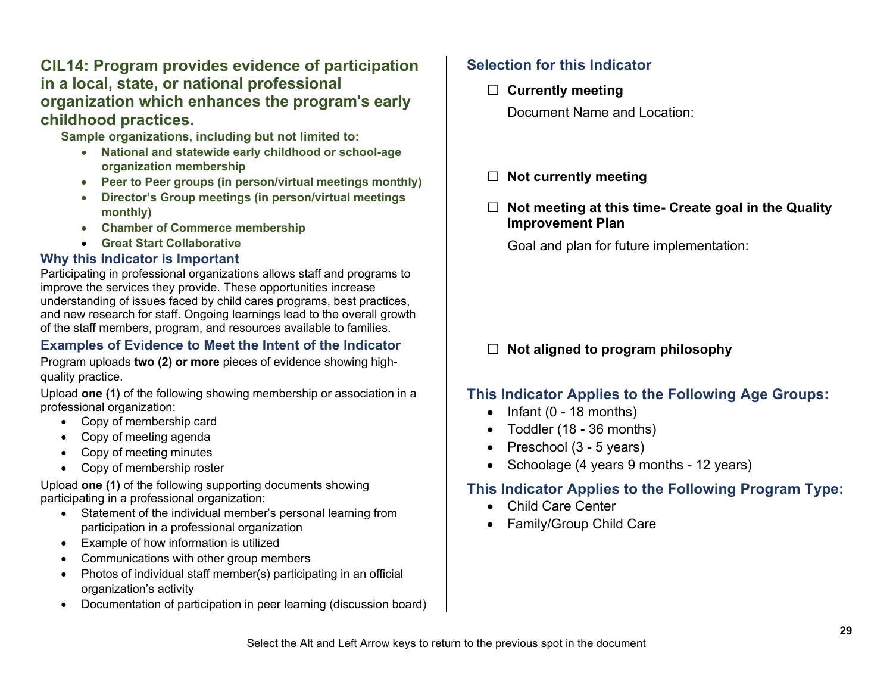## CIL14: Program provides evidence of participation in a local, state, or national professional organization which enhances the program's early childhood practices.

**Sample organizations, including but not limited to:**

- **National and statewide early childhood or school-age organization membership**
- **Peer to Peer groups (in person/virtual meetings monthly)**
- **Director's Group meetings (in person/virtual meetings monthly)**
- **Chamber of Commerce membership**
- **Great Start Collaborative**

### Why this Indicator is Important

Participating in professional organizations allows staff and programs to improve the services they provide. These opportunities increase understanding of issues faced by child cares programs, best practices, and new research for staff. Ongoing learnings lead to the overall growth of the staff members, program, and resources available to families.

### Examples of Evidence to Meet the Intent of the Indicator

Program uploads **two (2) or more** pieces of evidence showing high-quality practice.

Upload **one (1)** of the following showing membership or association in a professional organization:

- Copy of membership card
- Copy of meeting agenda
- Copy of meeting minutes
- Copy of membership roster

Upload **one (1)** of the following supporting documents showing participating in a professional organization:

- Statement of the individual member's personal learning from participation in a professional organization
- Example of how information is utilized
- Communications with other group members
- Photos of individual staff member(s) participating in an official organization's activity
- Documentation of participation in peer learning (discussion board)

### Selection for this Indicator

☐ **Currently meeting**

Document Name and Location:

☐ **Not currently meeting**

☐ **Not meeting at this time- Create goal in the Quality Improvement Plan**

Goal and plan for future implementation:

☐ **Not aligned to program philosophy**

### This Indicator Applies to the Following Age Groups:

- Infant (0 - 18 months)
- Toddler (18 - 36 months)
- Preschool (3 - 5 years)
- Schoolage (4 years 9 months - 12 years)

### This Indicator Applies to the Following Program Type:

- Child Care Center
- Family/Group Child Care

Select the Alt and Left Arrow keys to return to the previous spot in the document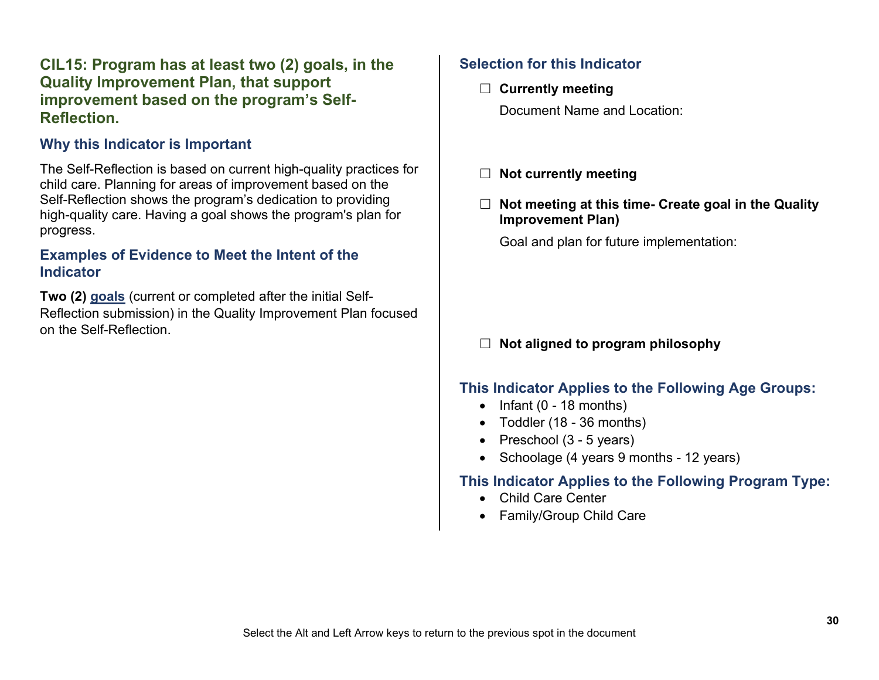## CIL15: Program has at least two (2) goals, in the Quality Improvement Plan, that support improvement based on the program's Self-Reflection.

### Why this Indicator is Important

The Self-Reflection is based on current high-quality practices for child care. Planning for areas of improvement based on the Self-Reflection shows the program's dedication to providing high-quality care. Having a goal shows the program's plan for progress.

### Examples of Evidence to Meet the Intent of the Indicator

**Two (2)** goals (current or completed after the initial Self-Reflection submission) in the Quality Improvement Plan focused on the Self-Reflection.

### Selection for this Indicator

☐ **Currently meeting**

Document Name and Location:

☐ **Not currently meeting**

☐ **Not meeting at this time- Create goal in the Quality Improvement Plan)**

Goal and plan for future implementation:

☐ **Not aligned to program philosophy**

### This Indicator Applies to the Following Age Groups:

- Infant (0 - 18 months)
- Toddler (18 - 36 months)
- Preschool (3 - 5 years)
- Schoolage (4 years 9 months - 12 years)

### This Indicator Applies to the Following Program Type:

- Child Care Center
- Family/Group Child Care

Select the Alt and Left Arrow keys to return to the previous spot in the document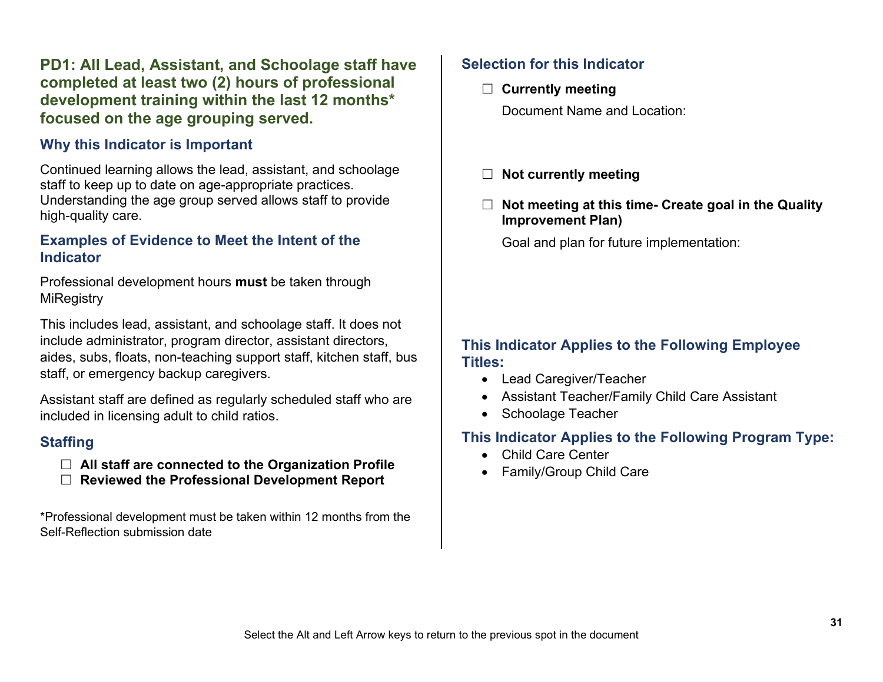## PD1: All Lead, Assistant, and Schoolage staff have completed at least two (2) hours of professional development training within the last 12 months* focused on the age grouping served.

### Why this Indicator is Important

Continued learning allows the lead, assistant, and schoolage staff to keep up to date on age-appropriate practices. Understanding the age group served allows staff to provide high-quality care.

### Examples of Evidence to Meet the Intent of the Indicator

Professional development hours **must** be taken through MiRegistry

This includes lead, assistant, and schoolage staff. It does not include administrator, program director, assistant directors, aides, subs, floats, non-teaching support staff, kitchen staff, bus staff, or emergency backup caregivers.

Assistant staff are defined as regularly scheduled staff who are included in licensing adult to child ratios.

### Staffing

- ☐ **All staff are connected to the Organization Profile**
- ☐ **Reviewed the Professional Development Report**

*Professional development must be taken within 12 months from the Self-Reflection submission date

### Selection for this Indicator

- ☐ **Currently meeting**

  Document Name and Location:

- ☐ **Not currently meeting**

- ☐ **Not meeting at this time- Create goal in the Quality Improvement Plan)**

  Goal and plan for future implementation:

### This Indicator Applies to the Following Employee Titles:

- Lead Caregiver/Teacher
- Assistant Teacher/Family Child Care Assistant
- Schoolage Teacher

### This Indicator Applies to the Following Program Type:

- Child Care Center
- Family/Group Child Care

Select the Alt and Left Arrow keys to return to the previous spot in the document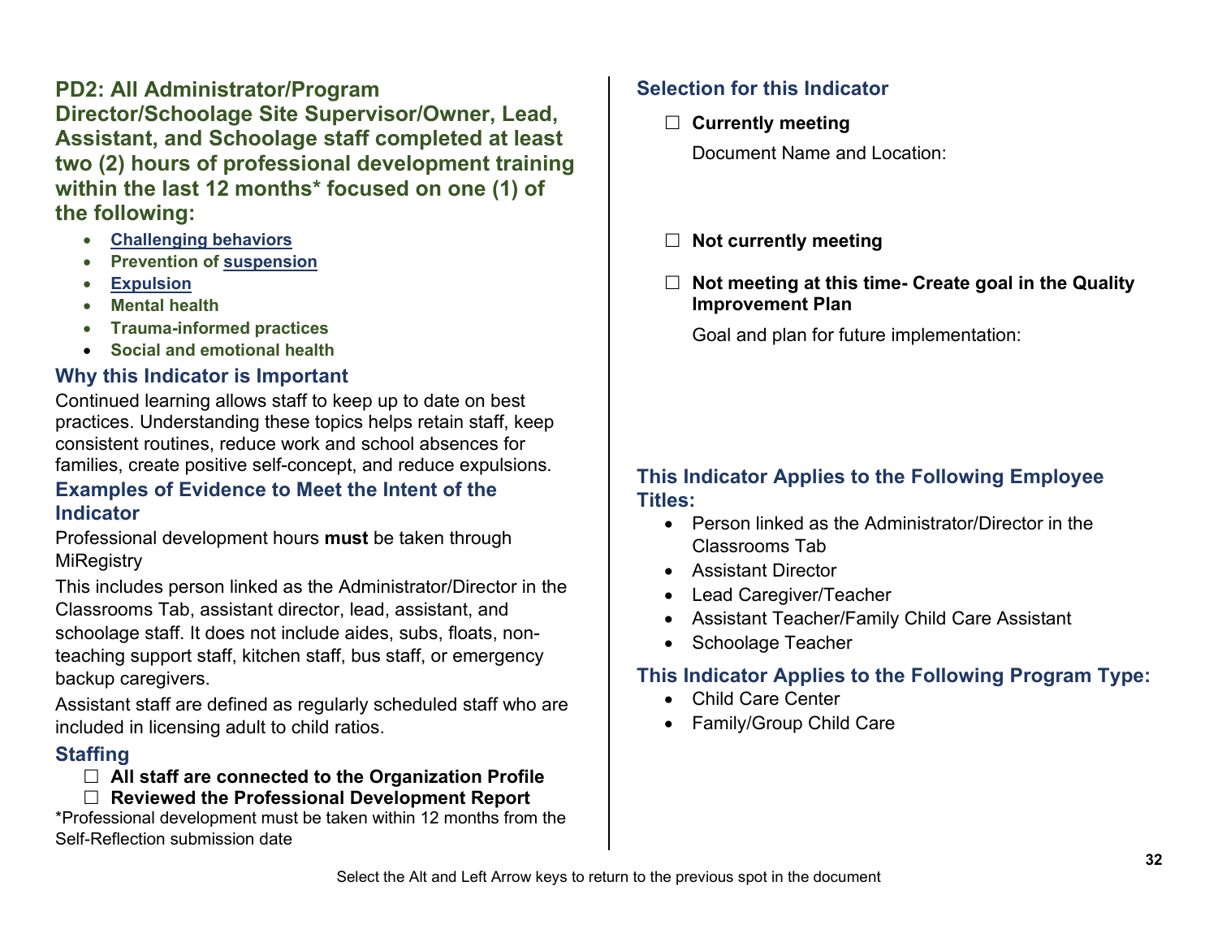## PD2: All Administrator/Program Director/Schoolage Site Supervisor/Owner, Lead, Assistant, and Schoolage staff completed at least two (2) hours of professional development training within the last 12 months* focused on one (1) of the following:

- **Challenging behaviors**
- **Prevention of suspension**
- **Expulsion**
- **Mental health**
- **Trauma-informed practices**
- **Social and emotional health**

### Why this Indicator is Important

Continued learning allows staff to keep up to date on best practices. Understanding these topics helps retain staff, keep consistent routines, reduce work and school absences for families, create positive self-concept, and reduce expulsions.

### Examples of Evidence to Meet the Intent of the Indicator

Professional development hours **must** be taken through MiRegistry

This includes person linked as the Administrator/Director in the Classrooms Tab, assistant director, lead, assistant, and schoolage staff. It does not include aides, subs, floats, non-teaching support staff, kitchen staff, bus staff, or emergency backup caregivers.

Assistant staff are defined as regularly scheduled staff who are included in licensing adult to child ratios.

### Staffing

☐ **All staff are connected to the Organization Profile**
☐ **Reviewed the Professional Development Report**

*Professional development must be taken within 12 months from the Self-Reflection submission date

### Selection for this Indicator

☐ **Currently meeting**

Document Name and Location:

☐ **Not currently meeting**

☐ **Not meeting at this time- Create goal in the Quality Improvement Plan**

Goal and plan for future implementation:

### This Indicator Applies to the Following Employee Titles:

- Person linked as the Administrator/Director in the Classrooms Tab
- Assistant Director
- Lead Caregiver/Teacher
- Assistant Teacher/Family Child Care Assistant
- Schoolage Teacher

### This Indicator Applies to the Following Program Type:

- Child Care Center
- Family/Group Child Care

Select the Alt and Left Arrow keys to return to the previous spot in the document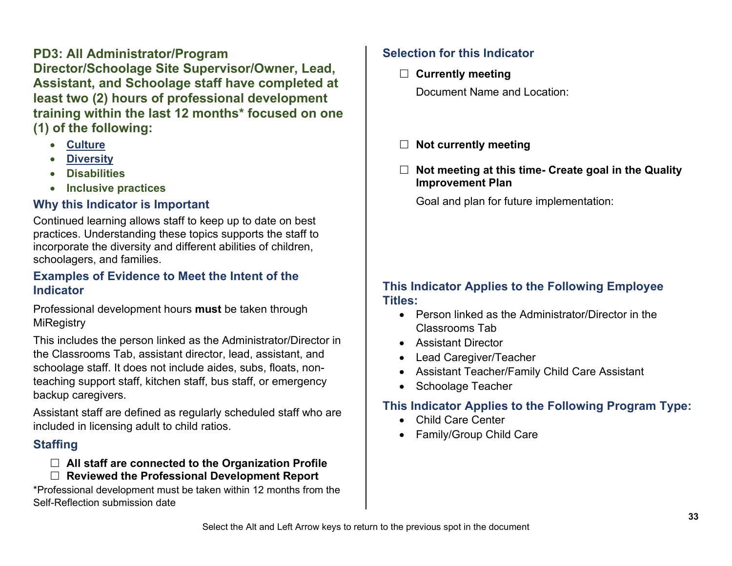## PD3: All Administrator/Program Director/Schoolage Site Supervisor/Owner, Lead, Assistant, and Schoolage staff have completed at least two (2) hours of professional development training within the last 12 months* focused on one (1) of the following:

- Culture
- Diversity
- Disabilities
- Inclusive practices

### Why this Indicator is Important

Continued learning allows staff to keep up to date on best practices. Understanding these topics supports the staff to incorporate the diversity and different abilities of children, schoolagers, and families.

### Examples of Evidence to Meet the Intent of the Indicator

Professional development hours **must** be taken through MiRegistry

This includes the person linked as the Administrator/Director in the Classrooms Tab, assistant director, lead, assistant, and schoolage staff. It does not include aides, subs, floats, non-teaching support staff, kitchen staff, bus staff, or emergency backup caregivers.

Assistant staff are defined as regularly scheduled staff who are included in licensing adult to child ratios.

### Staffing

- ☐ **All staff are connected to the Organization Profile**
- ☐ **Reviewed the Professional Development Report**

*Professional development must be taken within 12 months from the Self-Reflection submission date

### Selection for this Indicator

☐ **Currently meeting**

Document Name and Location:

☐ **Not currently meeting**

☐ **Not meeting at this time- Create goal in the Quality Improvement Plan**

Goal and plan for future implementation:

### This Indicator Applies to the Following Employee Titles:

- Person linked as the Administrator/Director in the Classrooms Tab
- Assistant Director
- Lead Caregiver/Teacher
- Assistant Teacher/Family Child Care Assistant
- Schoolage Teacher

### This Indicator Applies to the Following Program Type:

- Child Care Center
- Family/Group Child Care

Select the Alt and Left Arrow keys to return to the previous spot in the document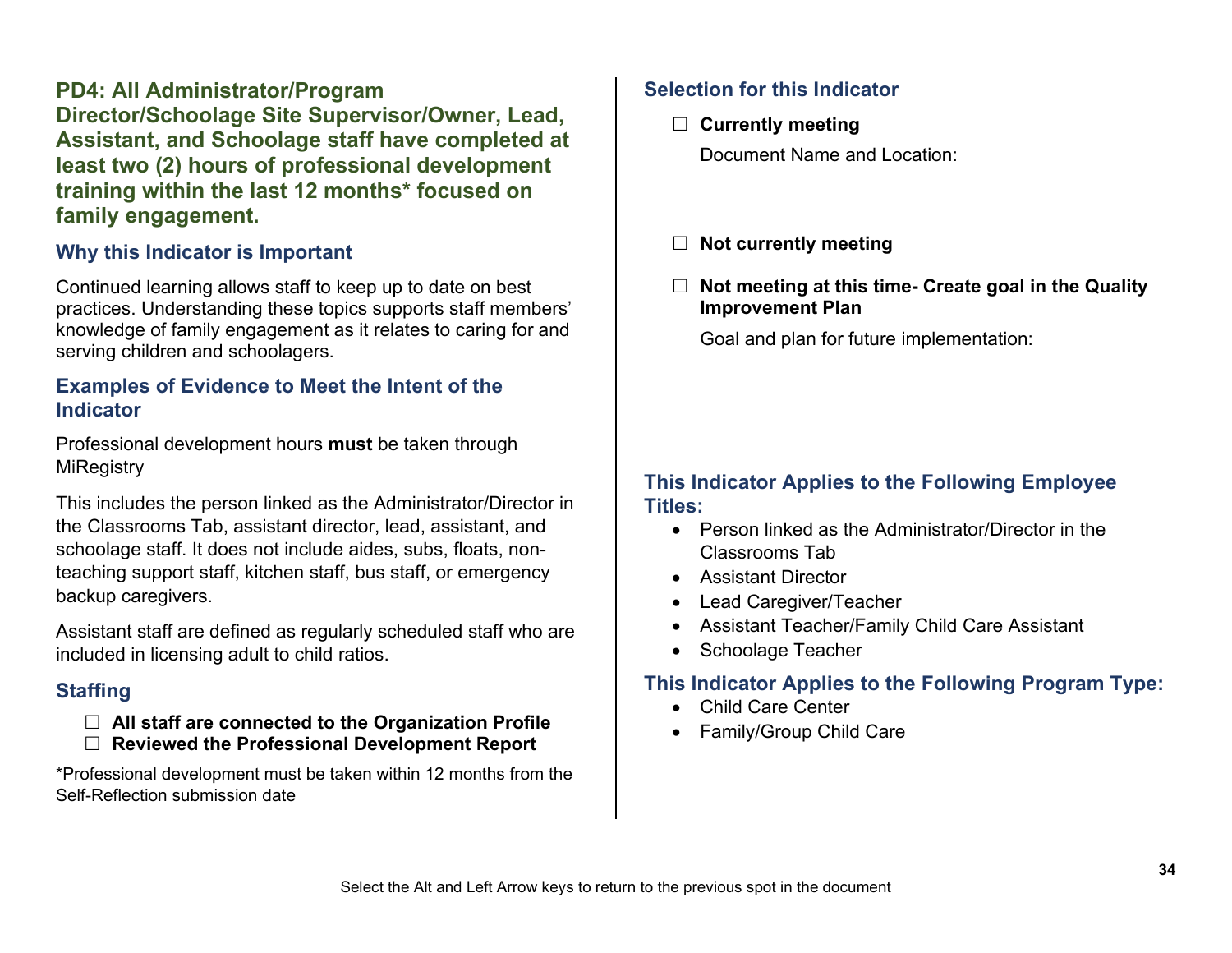## PD4: All Administrator/Program Director/Schoolage Site Supervisor/Owner, Lead, Assistant, and Schoolage staff have completed at least two (2) hours of professional development training within the last 12 months* focused on family engagement.

### Why this Indicator is Important

Continued learning allows staff to keep up to date on best practices. Understanding these topics supports staff members' knowledge of family engagement as it relates to caring for and serving children and schoolagers.

### Examples of Evidence to Meet the Intent of the Indicator

Professional development hours **must** be taken through MiRegistry

This includes the person linked as the Administrator/Director in the Classrooms Tab, assistant director, lead, assistant, and schoolage staff. It does not include aides, subs, floats, non-teaching support staff, kitchen staff, bus staff, or emergency backup caregivers.

Assistant staff are defined as regularly scheduled staff who are included in licensing adult to child ratios.

### Staffing

- ☐ **All staff are connected to the Organization Profile**
- ☐ **Reviewed the Professional Development Report**

*Professional development must be taken within 12 months from the Self-Reflection submission date

### Selection for this Indicator

☐ **Currently meeting**

Document Name and Location:

☐ **Not currently meeting**

☐ **Not meeting at this time- Create goal in the Quality Improvement Plan**

Goal and plan for future implementation:

### This Indicator Applies to the Following Employee Titles:

- Person linked as the Administrator/Director in the Classrooms Tab
- Assistant Director
- Lead Caregiver/Teacher
- Assistant Teacher/Family Child Care Assistant
- Schoolage Teacher

### This Indicator Applies to the Following Program Type:

- Child Care Center
- Family/Group Child Care

Select the Alt and Left Arrow keys to return to the previous spot in the document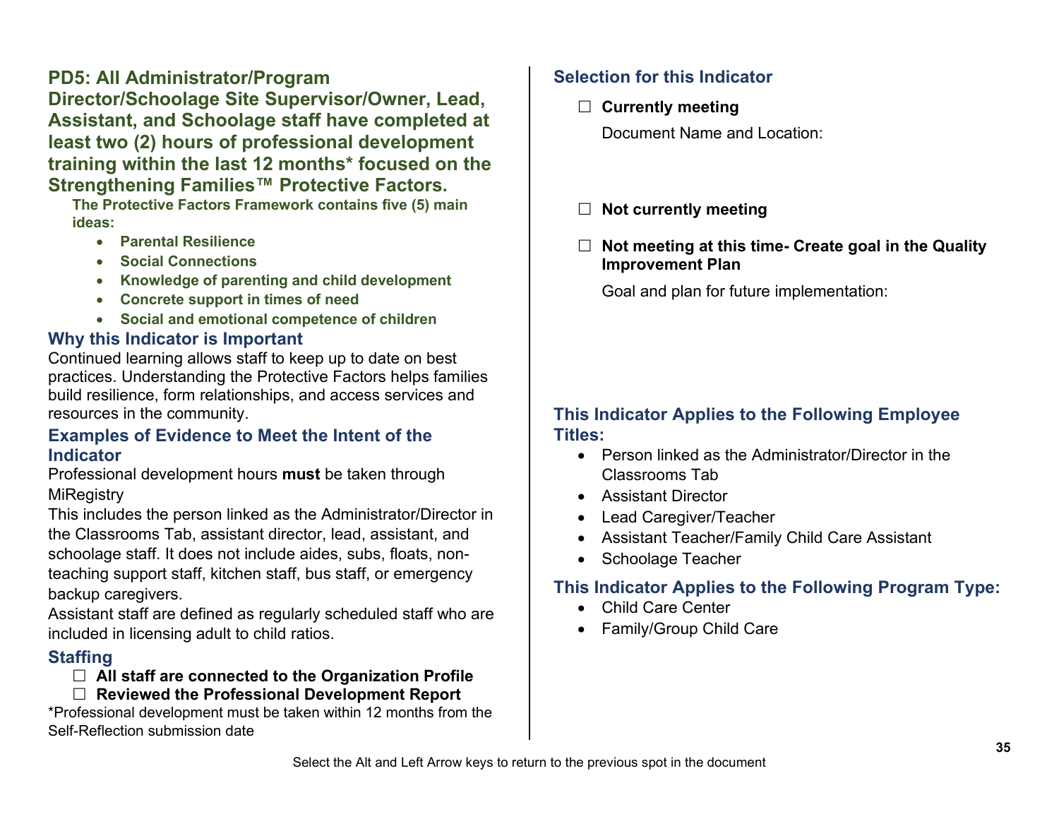## PD5: All Administrator/Program Director/Schoolage Site Supervisor/Owner, Lead, Assistant, and Schoolage staff have completed at least two (2) hours of professional development training within the last 12 months* focused on the Strengthening Families™ Protective Factors.

**The Protective Factors Framework contains five (5) main ideas:**

- **Parental Resilience**
- **Social Connections**
- **Knowledge of parenting and child development**
- **Concrete support in times of need**
- **Social and emotional competence of children**

### Why this Indicator is Important

Continued learning allows staff to keep up to date on best practices. Understanding the Protective Factors helps families build resilience, form relationships, and access services and resources in the community.

### Examples of Evidence to Meet the Intent of the Indicator

Professional development hours **must** be taken through MiRegistry

This includes the person linked as the Administrator/Director in the Classrooms Tab, assistant director, lead, assistant, and schoolage staff. It does not include aides, subs, floats, non-teaching support staff, kitchen staff, bus staff, or emergency backup caregivers.

Assistant staff are defined as regularly scheduled staff who are included in licensing adult to child ratios.

### Staffing

- ☐ **All staff are connected to the Organization Profile**
- ☐ **Reviewed the Professional Development Report**

*Professional development must be taken within 12 months from the Self-Reflection submission date

### Selection for this Indicator

☐ **Currently meeting**

Document Name and Location:

☐ **Not currently meeting**

☐ **Not meeting at this time- Create goal in the Quality Improvement Plan**

Goal and plan for future implementation:

### This Indicator Applies to the Following Employee Titles:

- Person linked as the Administrator/Director in the Classrooms Tab
- Assistant Director
- Lead Caregiver/Teacher
- Assistant Teacher/Family Child Care Assistant
- Schoolage Teacher

### This Indicator Applies to the Following Program Type:

- Child Care Center
- Family/Group Child Care

Select the Alt and Left Arrow keys to return to the previous spot in the document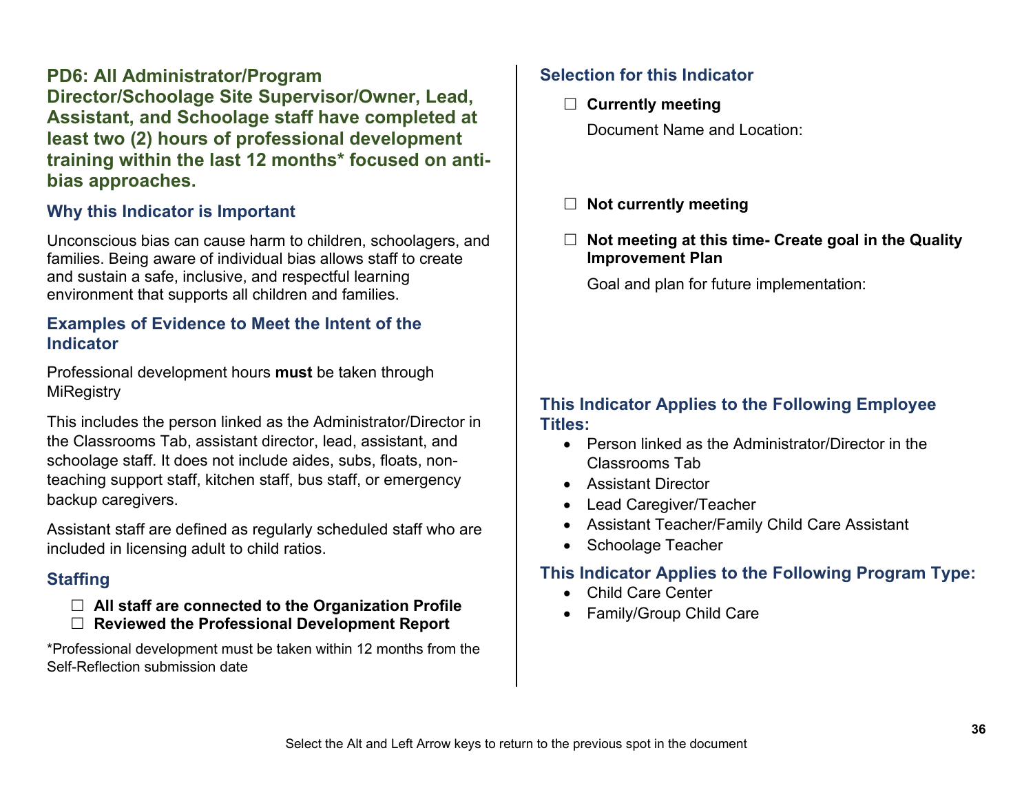## PD6: All Administrator/Program Director/Schoolage Site Supervisor/Owner, Lead, Assistant, and Schoolage staff have completed at least two (2) hours of professional development training within the last 12 months* focused on anti-bias approaches.

### Why this Indicator is Important

Unconscious bias can cause harm to children, schoolagers, and families. Being aware of individual bias allows staff to create and sustain a safe, inclusive, and respectful learning environment that supports all children and families.

### Examples of Evidence to Meet the Intent of the Indicator

Professional development hours **must** be taken through MiRegistry

This includes the person linked as the Administrator/Director in the Classrooms Tab, assistant director, lead, assistant, and schoolage staff. It does not include aides, subs, floats, non-teaching support staff, kitchen staff, bus staff, or emergency backup caregivers.

Assistant staff are defined as regularly scheduled staff who are included in licensing adult to child ratios.

### Staffing

- ☐ **All staff are connected to the Organization Profile**
- ☐ **Reviewed the Professional Development Report**

*Professional development must be taken within 12 months from the Self-Reflection submission date

### Selection for this Indicator

☐ **Currently meeting**

Document Name and Location:

☐ **Not currently meeting**

☐ **Not meeting at this time- Create goal in the Quality Improvement Plan**

Goal and plan for future implementation:

### This Indicator Applies to the Following Employee Titles:

- Person linked as the Administrator/Director in the Classrooms Tab
- Assistant Director
- Lead Caregiver/Teacher
- Assistant Teacher/Family Child Care Assistant
- Schoolage Teacher

### This Indicator Applies to the Following Program Type:

- Child Care Center
- Family/Group Child Care

Select the Alt and Left Arrow keys to return to the previous spot in the document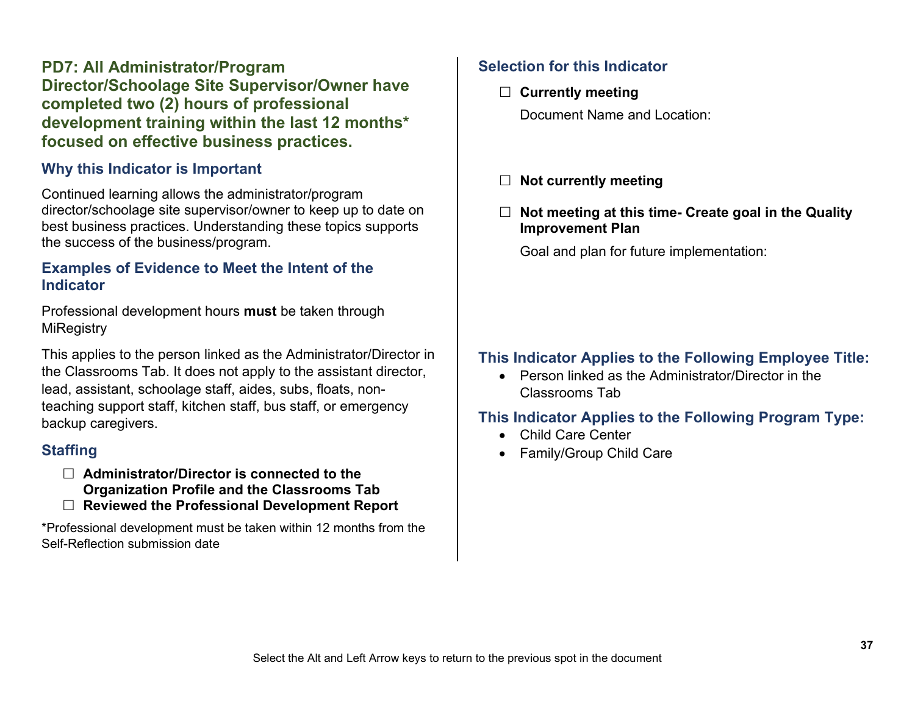## PD7: All Administrator/Program Director/Schoolage Site Supervisor/Owner have completed two (2) hours of professional development training within the last 12 months* focused on effective business practices.

### Why this Indicator is Important

Continued learning allows the administrator/program director/schoolage site supervisor/owner to keep up to date on best business practices. Understanding these topics supports the success of the business/program.

### Examples of Evidence to Meet the Intent of the Indicator

Professional development hours **must** be taken through MiRegistry

This applies to the person linked as the Administrator/Director in the Classrooms Tab. It does not apply to the assistant director, lead, assistant, schoolage staff, aides, subs, floats, non-teaching support staff, kitchen staff, bus staff, or emergency backup caregivers.

### Staffing

- ☐ **Administrator/Director is connected to the Organization Profile and the Classrooms Tab**
- ☐ **Reviewed the Professional Development Report**

*Professional development must be taken within 12 months from the Self-Reflection submission date

### Selection for this Indicator

☐ **Currently meeting**

Document Name and Location:

☐ **Not currently meeting**

☐ **Not meeting at this time- Create goal in the Quality Improvement Plan**

Goal and plan for future implementation:

### This Indicator Applies to the Following Employee Title:

- Person linked as the Administrator/Director in the Classrooms Tab

### This Indicator Applies to the Following Program Type:

- Child Care Center
- Family/Group Child Care

Select the Alt and Left Arrow keys to return to the previous spot in the document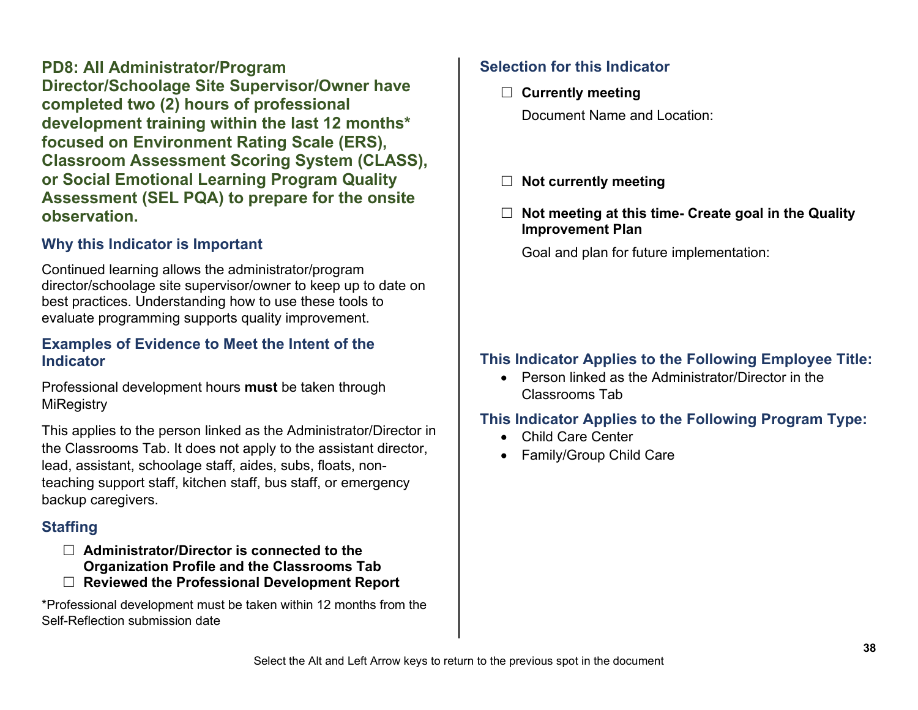## PD8: All Administrator/Program Director/Schoolage Site Supervisor/Owner have completed two (2) hours of professional development training within the last 12 months* focused on Environment Rating Scale (ERS), Classroom Assessment Scoring System (CLASS), or Social Emotional Learning Program Quality Assessment (SEL PQA) to prepare for the onsite observation.

### Why this Indicator is Important

Continued learning allows the administrator/program director/schoolage site supervisor/owner to keep up to date on best practices. Understanding how to use these tools to evaluate programming supports quality improvement.

### Examples of Evidence to Meet the Intent of the Indicator

Professional development hours **must** be taken through MiRegistry

This applies to the person linked as the Administrator/Director in the Classrooms Tab. It does not apply to the assistant director, lead, assistant, schoolage staff, aides, subs, floats, non-teaching support staff, kitchen staff, bus staff, or emergency backup caregivers.

### Staffing

- ☐ **Administrator/Director is connected to the Organization Profile and the Classrooms Tab**
- ☐ **Reviewed the Professional Development Report**

*Professional development must be taken within 12 months from the Self-Reflection submission date

### Selection for this Indicator

☐ **Currently meeting**

Document Name and Location:

☐ **Not currently meeting**

☐ **Not meeting at this time- Create goal in the Quality Improvement Plan**

Goal and plan for future implementation:

### This Indicator Applies to the Following Employee Title:

- Person linked as the Administrator/Director in the Classrooms Tab

### This Indicator Applies to the Following Program Type:

- Child Care Center
- Family/Group Child Care

Select the Alt and Left Arrow keys to return to the previous spot in the document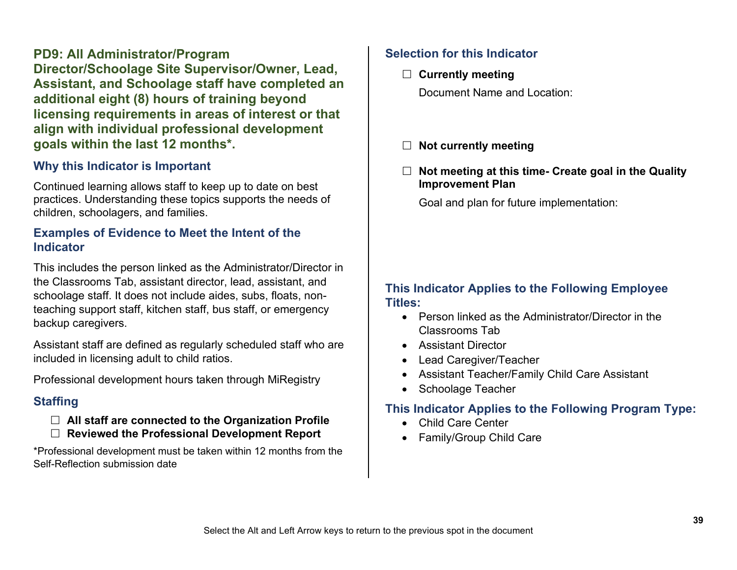## PD9: All Administrator/Program Director/Schoolage Site Supervisor/Owner, Lead, Assistant, and Schoolage staff have completed an additional eight (8) hours of training beyond licensing requirements in areas of interest or that align with individual professional development goals within the last 12 months*.

### Why this Indicator is Important

Continued learning allows staff to keep up to date on best practices. Understanding these topics supports the needs of children, schoolagers, and families.

### Examples of Evidence to Meet the Intent of the Indicator

This includes the person linked as the Administrator/Director in the Classrooms Tab, assistant director, lead, assistant, and schoolage staff. It does not include aides, subs, floats, non-teaching support staff, kitchen staff, bus staff, or emergency backup caregivers.

Assistant staff are defined as regularly scheduled staff who are included in licensing adult to child ratios.

Professional development hours taken through MiRegistry

### Staffing

- ☐ **All staff are connected to the Organization Profile**
- ☐ **Reviewed the Professional Development Report**

*Professional development must be taken within 12 months from the Self-Reflection submission date

### Selection for this Indicator

☐ **Currently meeting**

Document Name and Location:

☐ **Not currently meeting**

☐ **Not meeting at this time- Create goal in the Quality Improvement Plan**

Goal and plan for future implementation:

### This Indicator Applies to the Following Employee Titles:

- Person linked as the Administrator/Director in the Classrooms Tab
- Assistant Director
- Lead Caregiver/Teacher
- Assistant Teacher/Family Child Care Assistant
- Schoolage Teacher

### This Indicator Applies to the Following Program Type:

- Child Care Center
- Family/Group Child Care

Select the Alt and Left Arrow keys to return to the previous spot in the document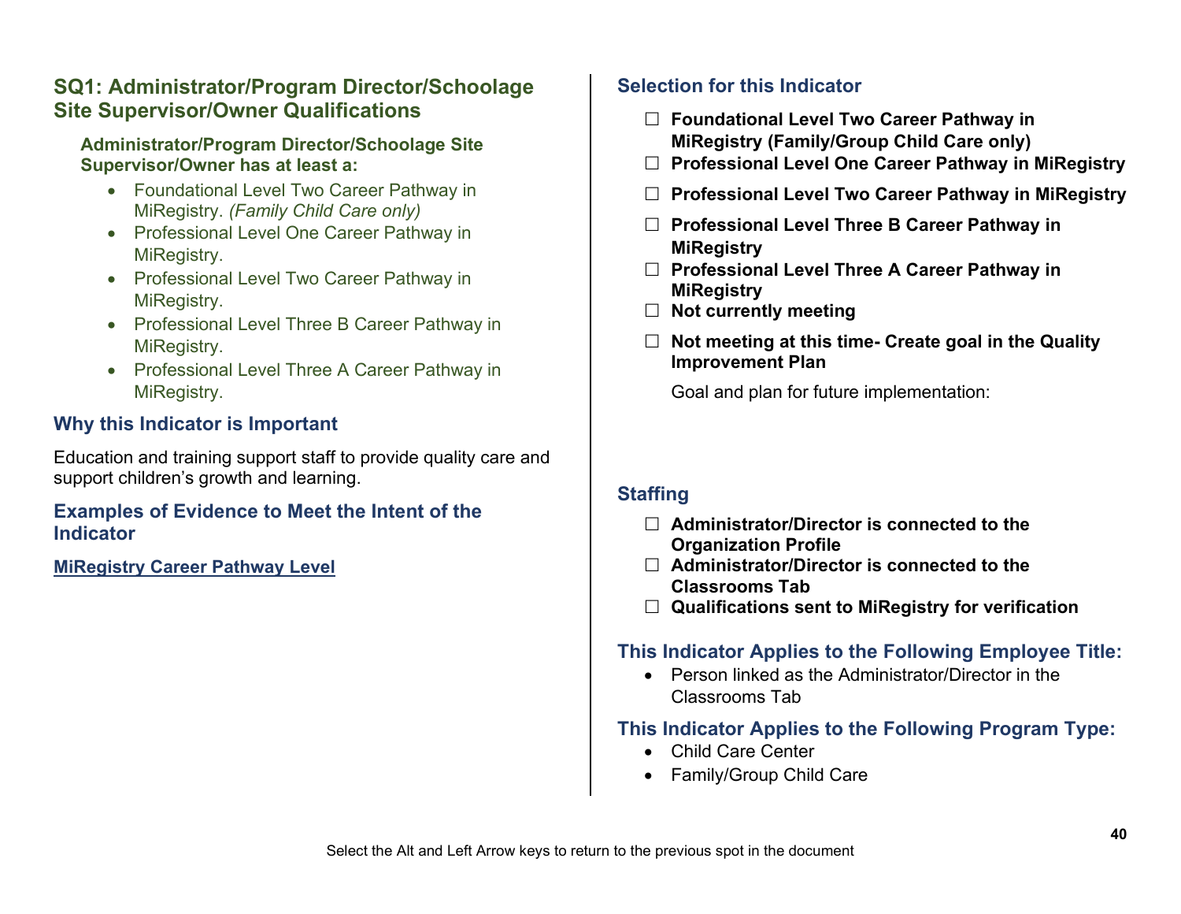## SQ1: Administrator/Program Director/Schoolage Site Supervisor/Owner Qualifications

**Administrator/Program Director/Schoolage Site Supervisor/Owner has at least a:**

- Foundational Level Two Career Pathway in MiRegistry. *(Family Child Care only)*
- Professional Level One Career Pathway in MiRegistry.
- Professional Level Two Career Pathway in MiRegistry.
- Professional Level Three B Career Pathway in MiRegistry.
- Professional Level Three A Career Pathway in MiRegistry.

### Why this Indicator is Important

Education and training support staff to provide quality care and support children's growth and learning.

### Examples of Evidence to Meet the Intent of the Indicator

**MiRegistry Career Pathway Level**

### Selection for this Indicator

- ☐ **Foundational Level Two Career Pathway in MiRegistry (Family/Group Child Care only)**
- ☐ **Professional Level One Career Pathway in MiRegistry**
- ☐ **Professional Level Two Career Pathway in MiRegistry**
- ☐ **Professional Level Three B Career Pathway in MiRegistry**
- ☐ **Professional Level Three A Career Pathway in MiRegistry**
- ☐ **Not currently meeting**
- ☐ **Not meeting at this time- Create goal in the Quality Improvement Plan**

  Goal and plan for future implementation:

### Staffing

- ☐ **Administrator/Director is connected to the Organization Profile**
- ☐ **Administrator/Director is connected to the Classrooms Tab**
- ☐ **Qualifications sent to MiRegistry for verification**

### This Indicator Applies to the Following Employee Title:

- Person linked as the Administrator/Director in the Classrooms Tab

### This Indicator Applies to the Following Program Type:

- Child Care Center
- Family/Group Child Care

Select the Alt and Left Arrow keys to return to the previous spot in the document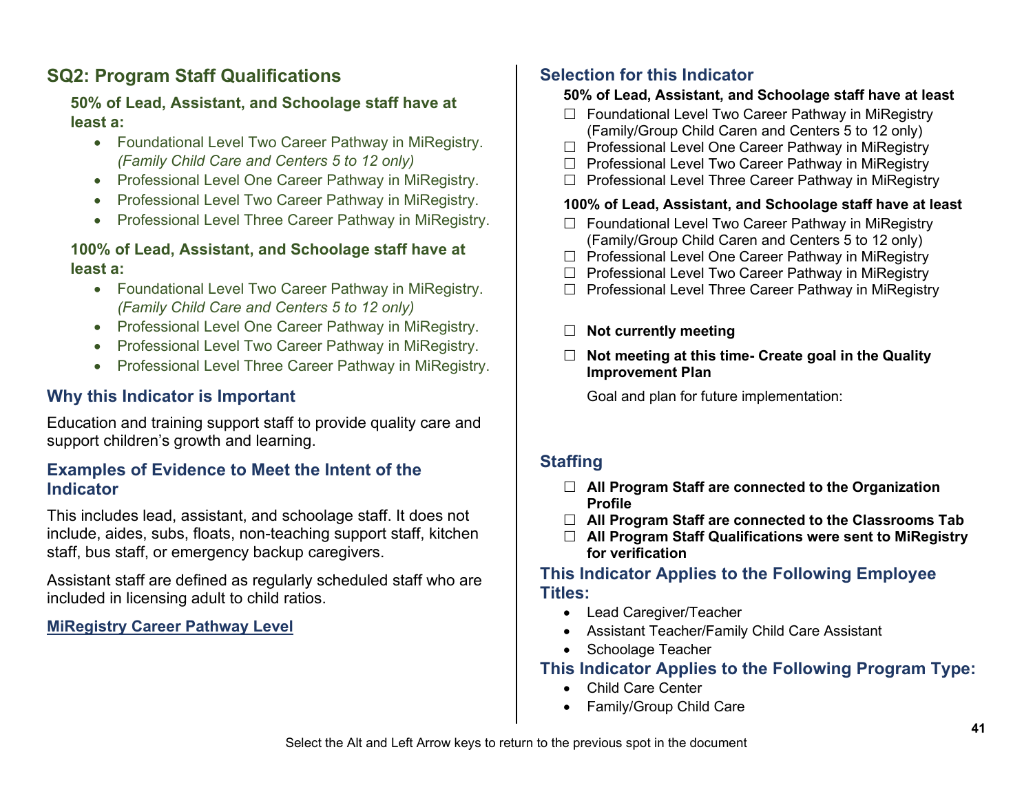## SQ2: Program Staff Qualifications

**50% of Lead, Assistant, and Schoolage staff have at least a:**

- Foundational Level Two Career Pathway in MiRegistry. *(Family Child Care and Centers 5 to 12 only)*
- Professional Level One Career Pathway in MiRegistry.
- Professional Level Two Career Pathway in MiRegistry.
- Professional Level Three Career Pathway in MiRegistry.

**100% of Lead, Assistant, and Schoolage staff have at least a:**

- Foundational Level Two Career Pathway in MiRegistry. *(Family Child Care and Centers 5 to 12 only)*
- Professional Level One Career Pathway in MiRegistry.
- Professional Level Two Career Pathway in MiRegistry.
- Professional Level Three Career Pathway in MiRegistry.

### Why this Indicator is Important

Education and training support staff to provide quality care and support children's growth and learning.

### Examples of Evidence to Meet the Intent of the Indicator

This includes lead, assistant, and schoolage staff. It does not include, aides, subs, floats, non-teaching support staff, kitchen staff, bus staff, or emergency backup caregivers.

Assistant staff are defined as regularly scheduled staff who are included in licensing adult to child ratios.

**MiRegistry Career Pathway Level**

### Selection for this Indicator

**50% of Lead, Assistant, and Schoolage staff have at least**

- ☐ Foundational Level Two Career Pathway in MiRegistry (Family/Group Child Caren and Centers 5 to 12 only)
- ☐ Professional Level One Career Pathway in MiRegistry
- ☐ Professional Level Two Career Pathway in MiRegistry
- ☐ Professional Level Three Career Pathway in MiRegistry

**100% of Lead, Assistant, and Schoolage staff have at least**

- ☐ Foundational Level Two Career Pathway in MiRegistry (Family/Group Child Caren and Centers 5 to 12 only)
- ☐ Professional Level One Career Pathway in MiRegistry
- ☐ Professional Level Two Career Pathway in MiRegistry
- ☐ Professional Level Three Career Pathway in MiRegistry

- ☐ **Not currently meeting**
- ☐ **Not meeting at this time- Create goal in the Quality Improvement Plan**

Goal and plan for future implementation:

### Staffing

- ☐ **All Program Staff are connected to the Organization Profile**
- ☐ **All Program Staff are connected to the Classrooms Tab**
- ☐ **All Program Staff Qualifications were sent to MiRegistry for verification**

### This Indicator Applies to the Following Employee Titles:

- Lead Caregiver/Teacher
- Assistant Teacher/Family Child Care Assistant
- Schoolage Teacher

### This Indicator Applies to the Following Program Type:

- Child Care Center
- Family/Group Child Care

Select the Alt and Left Arrow keys to return to the previous spot in the document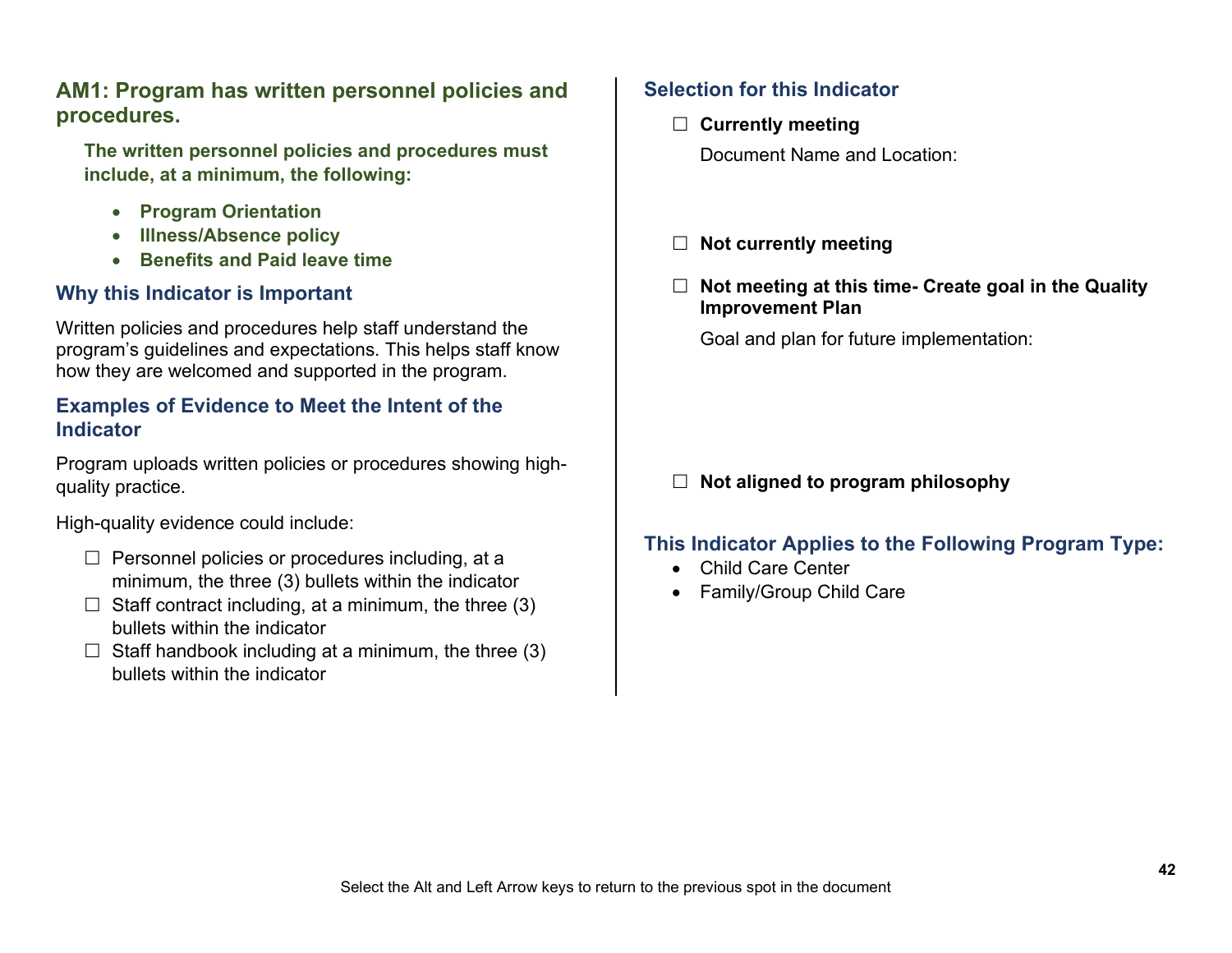## AM1: Program has written personnel policies and procedures.

**The written personnel policies and procedures must include, at a minimum, the following:**

- **Program Orientation**
- **Illness/Absence policy**
- **Benefits and Paid leave time**

### Why this Indicator is Important

Written policies and procedures help staff understand the program's guidelines and expectations. This helps staff know how they are welcomed and supported in the program.

### Examples of Evidence to Meet the Intent of the Indicator

Program uploads written policies or procedures showing high-quality practice.

High-quality evidence could include:

- ☐ Personnel policies or procedures including, at a minimum, the three (3) bullets within the indicator
- ☐ Staff contract including, at a minimum, the three (3) bullets within the indicator
- ☐ Staff handbook including at a minimum, the three (3) bullets within the indicator

### Selection for this Indicator

☐ **Currently meeting**

Document Name and Location:

☐ **Not currently meeting**

☐ **Not meeting at this time- Create goal in the Quality Improvement Plan**

Goal and plan for future implementation:

☐ **Not aligned to program philosophy**

### This Indicator Applies to the Following Program Type:

- Child Care Center
- Family/Group Child Care

Select the Alt and Left Arrow keys to return to the previous spot in the document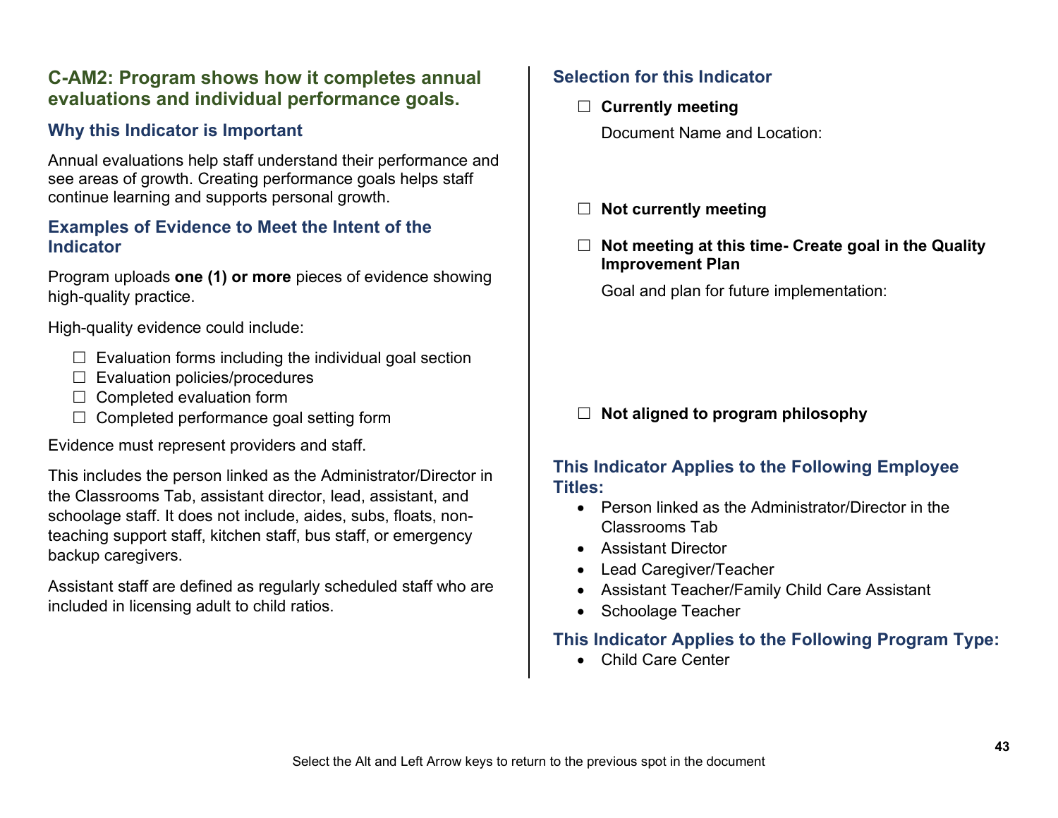## C-AM2: Program shows how it completes annual evaluations and individual performance goals.

### Why this Indicator is Important

Annual evaluations help staff understand their performance and see areas of growth. Creating performance goals helps staff continue learning and supports personal growth.

### Examples of Evidence to Meet the Intent of the Indicator

Program uploads **one (1) or more** pieces of evidence showing high-quality practice.

High-quality evidence could include:

- ☐ Evaluation forms including the individual goal section
- ☐ Evaluation policies/procedures
- ☐ Completed evaluation form
- ☐ Completed performance goal setting form

Evidence must represent providers and staff.

This includes the person linked as the Administrator/Director in the Classrooms Tab, assistant director, lead, assistant, and schoolage staff. It does not include, aides, subs, floats, non-teaching support staff, kitchen staff, bus staff, or emergency backup caregivers.

Assistant staff are defined as regularly scheduled staff who are included in licensing adult to child ratios.

### Selection for this Indicator

☐ **Currently meeting**

Document Name and Location:

☐ **Not currently meeting**

☐ **Not meeting at this time- Create goal in the Quality Improvement Plan**

Goal and plan for future implementation:

☐ **Not aligned to program philosophy**

### This Indicator Applies to the Following Employee Titles:

- Person linked as the Administrator/Director in the Classrooms Tab
- Assistant Director
- Lead Caregiver/Teacher
- Assistant Teacher/Family Child Care Assistant
- Schoolage Teacher

### This Indicator Applies to the Following Program Type:

- Child Care Center

Select the Alt and Left Arrow keys to return to the previous spot in the document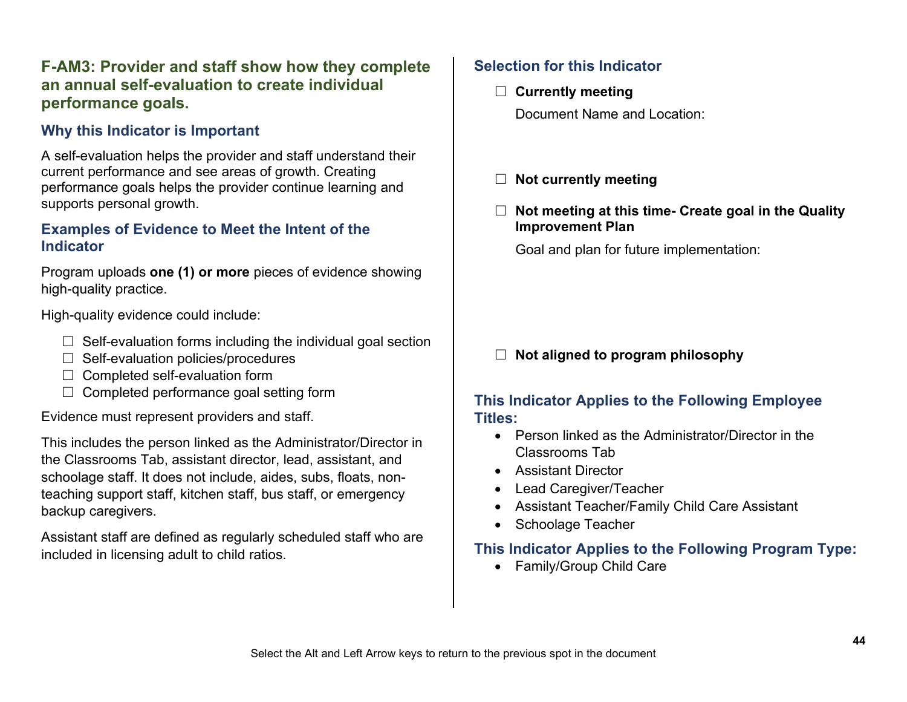## F-AM3: Provider and staff show how they complete an annual self-evaluation to create individual performance goals.

### Why this Indicator is Important

A self-evaluation helps the provider and staff understand their current performance and see areas of growth. Creating performance goals helps the provider continue learning and supports personal growth.

### Examples of Evidence to Meet the Intent of the Indicator

Program uploads **one (1) or more** pieces of evidence showing high-quality practice.

High-quality evidence could include:

- ☐ Self-evaluation forms including the individual goal section
- ☐ Self-evaluation policies/procedures
- ☐ Completed self-evaluation form
- ☐ Completed performance goal setting form

Evidence must represent providers and staff.

This includes the person linked as the Administrator/Director in the Classrooms Tab, assistant director, lead, assistant, and schoolage staff. It does not include, aides, subs, floats, non-teaching support staff, kitchen staff, bus staff, or emergency backup caregivers.

Assistant staff are defined as regularly scheduled staff who are included in licensing adult to child ratios.

### Selection for this Indicator

☐ **Currently meeting**

Document Name and Location:

☐ **Not currently meeting**

☐ **Not meeting at this time- Create goal in the Quality Improvement Plan**

Goal and plan for future implementation:

☐ **Not aligned to program philosophy**

### This Indicator Applies to the Following Employee Titles:

- Person linked as the Administrator/Director in the Classrooms Tab
- Assistant Director
- Lead Caregiver/Teacher
- Assistant Teacher/Family Child Care Assistant
- Schoolage Teacher

### This Indicator Applies to the Following Program Type:

- Family/Group Child Care

Select the Alt and Left Arrow keys to return to the previous spot in the document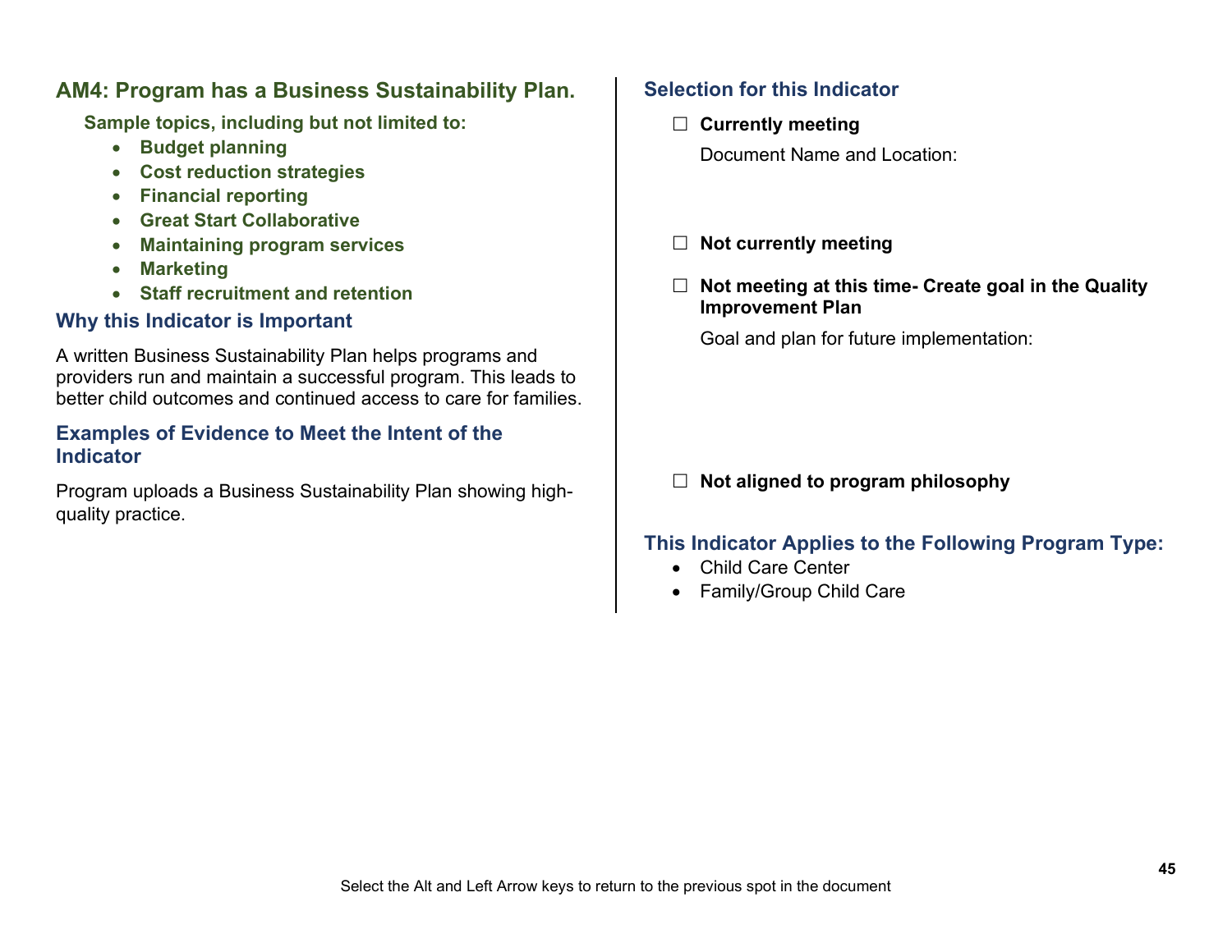## AM4: Program has a Business Sustainability Plan.

**Sample topics, including but not limited to:**

- **Budget planning**
- **Cost reduction strategies**
- **Financial reporting**
- **Great Start Collaborative**
- **Maintaining program services**
- **Marketing**
- **Staff recruitment and retention**

### Why this Indicator is Important

A written Business Sustainability Plan helps programs and providers run and maintain a successful program. This leads to better child outcomes and continued access to care for families.

### Examples of Evidence to Meet the Intent of the Indicator

Program uploads a Business Sustainability Plan showing high-quality practice.

### Selection for this Indicator

☐ **Currently meeting**

Document Name and Location:

☐ **Not currently meeting**

☐ **Not meeting at this time- Create goal in the Quality Improvement Plan**

Goal and plan for future implementation:

☐ **Not aligned to program philosophy**

### This Indicator Applies to the Following Program Type:

- Child Care Center
- Family/Group Child Care

Select the Alt and Left Arrow keys to return to the previous spot in the document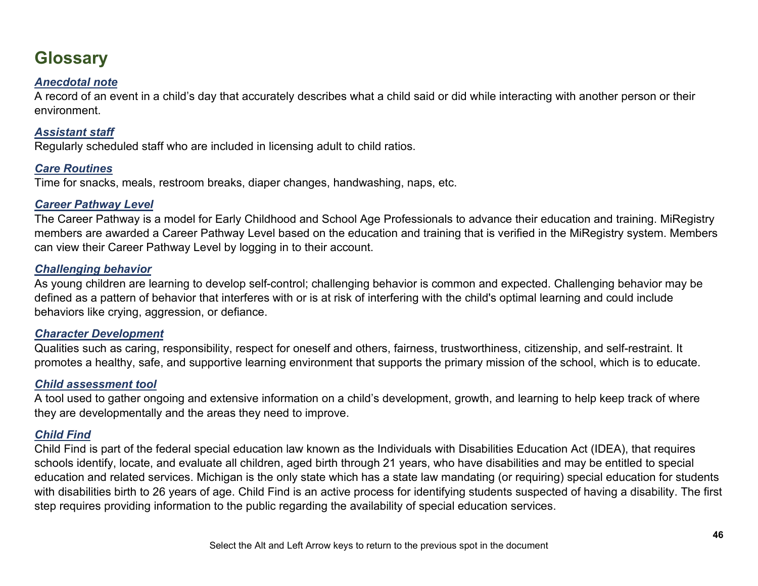# Glossary

### *Anecdotal note*

A record of an event in a child's day that accurately describes what a child said or did while interacting with another person or their environment.

### *Assistant staff*

Regularly scheduled staff who are included in licensing adult to child ratios.

### *Care Routines*

Time for snacks, meals, restroom breaks, diaper changes, handwashing, naps, etc.

### *Career Pathway Level*

The Career Pathway is a model for Early Childhood and School Age Professionals to advance their education and training. MiRegistry members are awarded a Career Pathway Level based on the education and training that is verified in the MiRegistry system. Members can view their Career Pathway Level by logging in to their account.

### *Challenging behavior*

As young children are learning to develop self-control; challenging behavior is common and expected. Challenging behavior may be defined as a pattern of behavior that interferes with or is at risk of interfering with the child's optimal learning and could include behaviors like crying, aggression, or defiance.

### *Character Development*

Qualities such as caring, responsibility, respect for oneself and others, fairness, trustworthiness, citizenship, and self-restraint. It promotes a healthy, safe, and supportive learning environment that supports the primary mission of the school, which is to educate.

### *Child assessment tool*

A tool used to gather ongoing and extensive information on a child's development, growth, and learning to help keep track of where they are developmentally and the areas they need to improve.

### *Child Find*

Child Find is part of the federal special education law known as the Individuals with Disabilities Education Act (IDEA), that requires schools identify, locate, and evaluate all children, aged birth through 21 years, who have disabilities and may be entitled to special education and related services. Michigan is the only state which has a state law mandating (or requiring) special education for students with disabilities birth to 26 years of age. Child Find is an active process for identifying students suspected of having a disability. The first step requires providing information to the public regarding the availability of special education services.

Select the Alt and Left Arrow keys to return to the previous spot in the document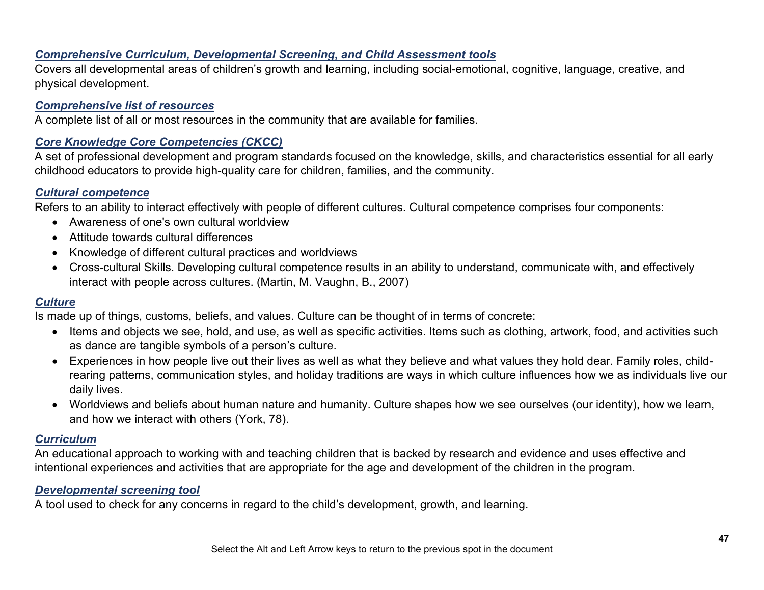***Comprehensive Curriculum, Developmental Screening, and Child Assessment tools***
Covers all developmental areas of children's growth and learning, including social-emotional, cognitive, language, creative, and physical development.

***Comprehensive list of resources***
A complete list of all or most resources in the community that are available for families.

***Core Knowledge Core Competencies (CKCC)***
A set of professional development and program standards focused on the knowledge, skills, and characteristics essential for all early childhood educators to provide high-quality care for children, families, and the community.

***Cultural competence***
Refers to an ability to interact effectively with people of different cultures. Cultural competence comprises four components:

- Awareness of one's own cultural worldview
- Attitude towards cultural differences
- Knowledge of different cultural practices and worldviews
- Cross-cultural Skills. Developing cultural competence results in an ability to understand, communicate with, and effectively interact with people across cultures. (Martin, M. Vaughn, B., 2007)

***Culture***
Is made up of things, customs, beliefs, and values. Culture can be thought of in terms of concrete:

- Items and objects we see, hold, and use, as well as specific activities. Items such as clothing, artwork, food, and activities such as dance are tangible symbols of a person's culture.
- Experiences in how people live out their lives as well as what they believe and what values they hold dear. Family roles, child-rearing patterns, communication styles, and holiday traditions are ways in which culture influences how we as individuals live our daily lives.
- Worldviews and beliefs about human nature and humanity. Culture shapes how we see ourselves (our identity), how we learn, and how we interact with others (York, 78).

***Curriculum***
An educational approach to working with and teaching children that is backed by research and evidence and uses effective and intentional experiences and activities that are appropriate for the age and development of the children in the program.

***Developmental screening tool***
A tool used to check for any concerns in regard to the child's development, growth, and learning.

Select the Alt and Left Arrow keys to return to the previous spot in the document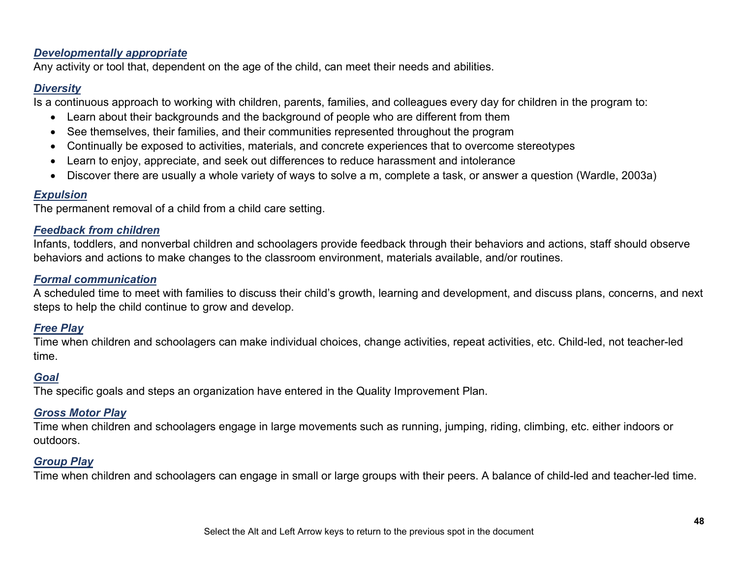***Developmentally appropriate***
Any activity or tool that, dependent on the age of the child, can meet their needs and abilities.

***Diversity***
Is a continuous approach to working with children, parents, families, and colleagues every day for children in the program to:

- Learn about their backgrounds and the background of people who are different from them
- See themselves, their families, and their communities represented throughout the program
- Continually be exposed to activities, materials, and concrete experiences that to overcome stereotypes
- Learn to enjoy, appreciate, and seek out differences to reduce harassment and intolerance
- Discover there are usually a whole variety of ways to solve a m, complete a task, or answer a question (Wardle, 2003a)

***Expulsion***
The permanent removal of a child from a child care setting.

***Feedback from children***
Infants, toddlers, and nonverbal children and schoolagers provide feedback through their behaviors and actions, staff should observe behaviors and actions to make changes to the classroom environment, materials available, and/or routines.

***Formal communication***
A scheduled time to meet with families to discuss their child's growth, learning and development, and discuss plans, concerns, and next steps to help the child continue to grow and develop.

***Free Play***
Time when children and schoolagers can make individual choices, change activities, repeat activities, etc. Child-led, not teacher-led time.

***Goal***
The specific goals and steps an organization have entered in the Quality Improvement Plan.

***Gross Motor Play***
Time when children and schoolagers engage in large movements such as running, jumping, riding, climbing, etc. either indoors or outdoors.

***Group Play***
Time when children and schoolagers can engage in small or large groups with their peers. A balance of child-led and teacher-led time.

Select the Alt and Left Arrow keys to return to the previous spot in the document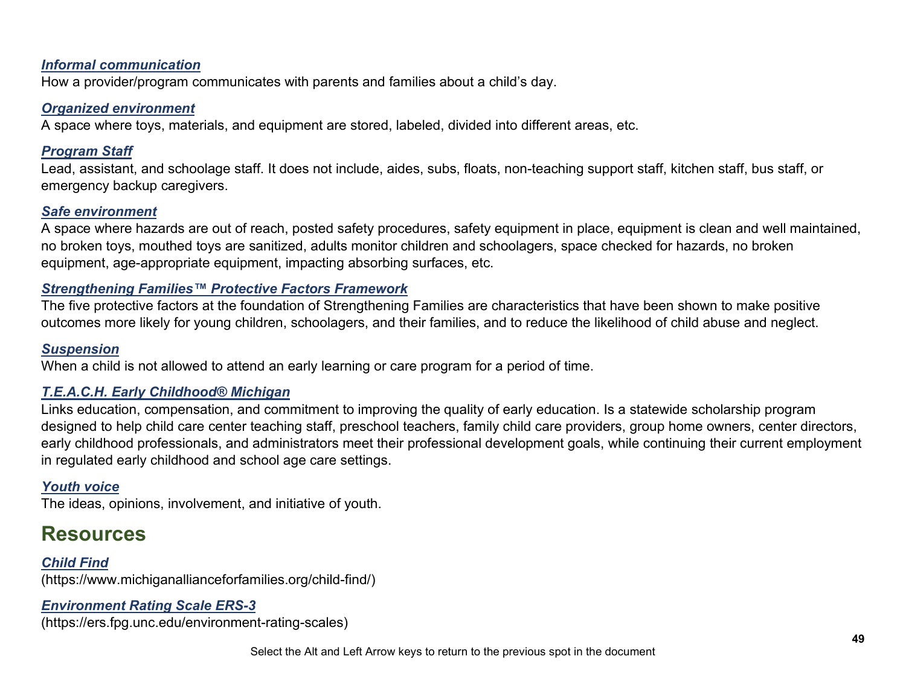***Informal communication***
How a provider/program communicates with parents and families about a child's day.

***Organized environment***
A space where toys, materials, and equipment are stored, labeled, divided into different areas, etc.

***Program Staff***
Lead, assistant, and schoolage staff. It does not include, aides, subs, floats, non-teaching support staff, kitchen staff, bus staff, or emergency backup caregivers.

***Safe environment***
A space where hazards are out of reach, posted safety procedures, safety equipment in place, equipment is clean and well maintained, no broken toys, mouthed toys are sanitized, adults monitor children and schoolagers, space checked for hazards, no broken equipment, age-appropriate equipment, impacting absorbing surfaces, etc.

***Strengthening Families™ Protective Factors Framework***
The five protective factors at the foundation of Strengthening Families are characteristics that have been shown to make positive outcomes more likely for young children, schoolagers, and their families, and to reduce the likelihood of child abuse and neglect.

***Suspension***
When a child is not allowed to attend an early learning or care program for a period of time.

***T.E.A.C.H. Early Childhood® Michigan***
Links education, compensation, and commitment to improving the quality of early education. Is a statewide scholarship program designed to help child care center teaching staff, preschool teachers, family child care providers, group home owners, center directors, early childhood professionals, and administrators meet their professional development goals, while continuing their current employment in regulated early childhood and school age care settings.

***Youth voice***
The ideas, opinions, involvement, and initiative of youth.

## Resources

***Child Find***
(https://www.michiganallianceforfamilies.org/child-find/)

***Environment Rating Scale ERS-3***
(https://ers.fpg.unc.edu/environment-rating-scales)

Select the Alt and Left Arrow keys to return to the previous spot in the document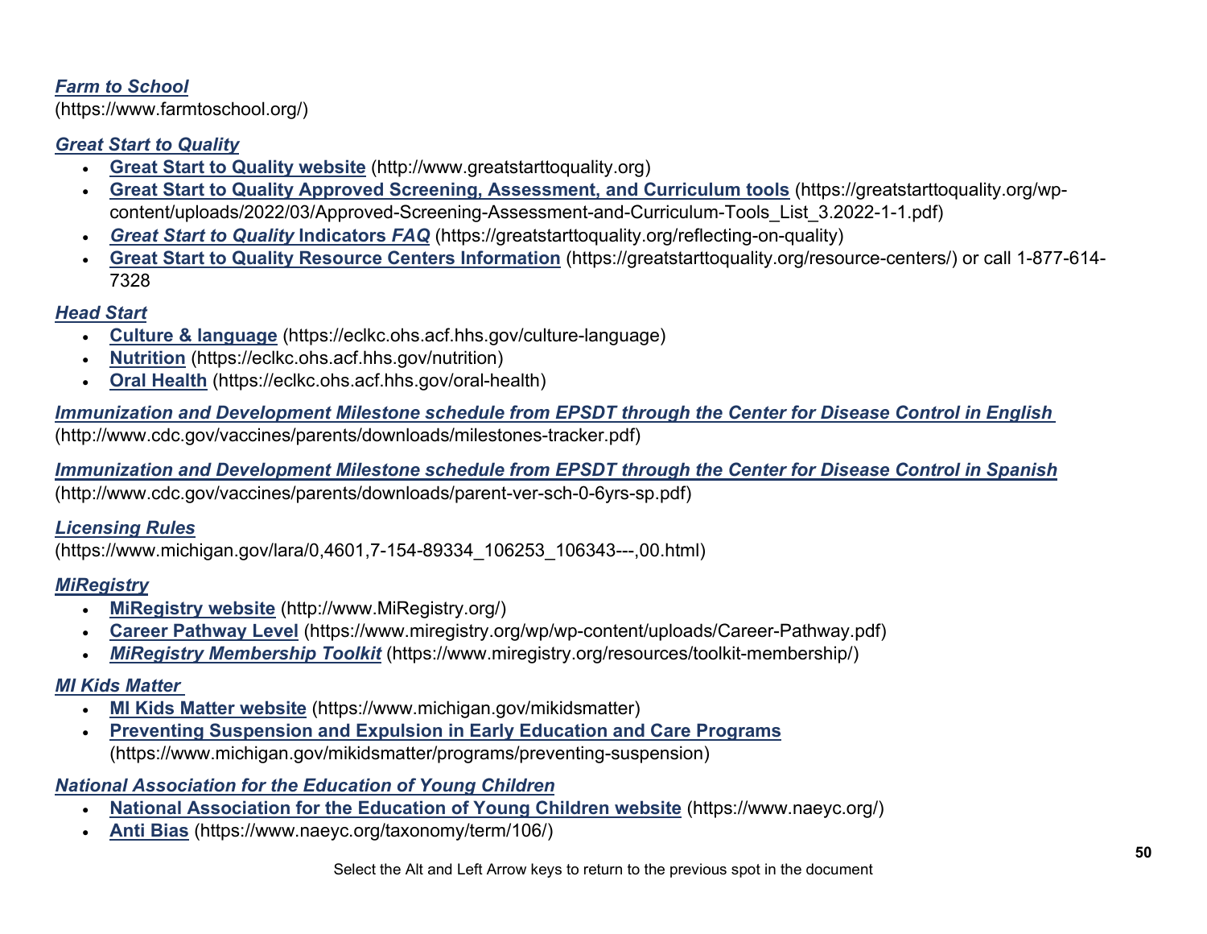***Farm to School***
(https://www.farmtoschool.org/)

***Great Start to Quality***

- **Great Start to Quality website** (http://www.greatstarttoquality.org)
- **Great Start to Quality Approved Screening, Assessment, and Curriculum tools** (https://greatstarttoquality.org/wp-content/uploads/2022/03/Approved-Screening-Assessment-and-Curriculum-Tools_List_3.2022-1-1.pdf)
- ***Great Start to Quality* Indicators FAQ** (https://greatstarttoquality.org/reflecting-on-quality)
- **Great Start to Quality Resource Centers Information** (https://greatstarttoquality.org/resource-centers/) or call 1-877-614-7328

***Head Start***

- **Culture & language** (https://eclkc.ohs.acf.hhs.gov/culture-language)
- **Nutrition** (https://eclkc.ohs.acf.hhs.gov/nutrition)
- **Oral Health** (https://eclkc.ohs.acf.hhs.gov/oral-health)

***Immunization and Development Milestone schedule from EPSDT through the Center for Disease Control in English***
(http://www.cdc.gov/vaccines/parents/downloads/milestones-tracker.pdf)

***Immunization and Development Milestone schedule from EPSDT through the Center for Disease Control in Spanish***
(http://www.cdc.gov/vaccines/parents/downloads/parent-ver-sch-0-6yrs-sp.pdf)

***Licensing Rules***
(https://www.michigan.gov/lara/0,4601,7-154-89334_106253_106343---,00.html)

***MiRegistry***

- **MiRegistry website** (http://www.MiRegistry.org/)
- **Career Pathway Level** (https://www.miregistry.org/wp/wp-content/uploads/Career-Pathway.pdf)
- ***MiRegistry Membership Toolkit*** (https://www.miregistry.org/resources/toolkit-membership/)

***MI Kids Matter***

- **MI Kids Matter website** (https://www.michigan.gov/mikidsmatter)
- **Preventing Suspension and Expulsion in Early Education and Care Programs** (https://www.michigan.gov/mikidsmatter/programs/preventing-suspension)

***National Association for the Education of Young Children***

- **National Association for the Education of Young Children website** (https://www.naeyc.org/)
- **Anti Bias** (https://www.naeyc.org/taxonomy/term/106/)

Select the Alt and Left Arrow keys to return to the previous spot in the document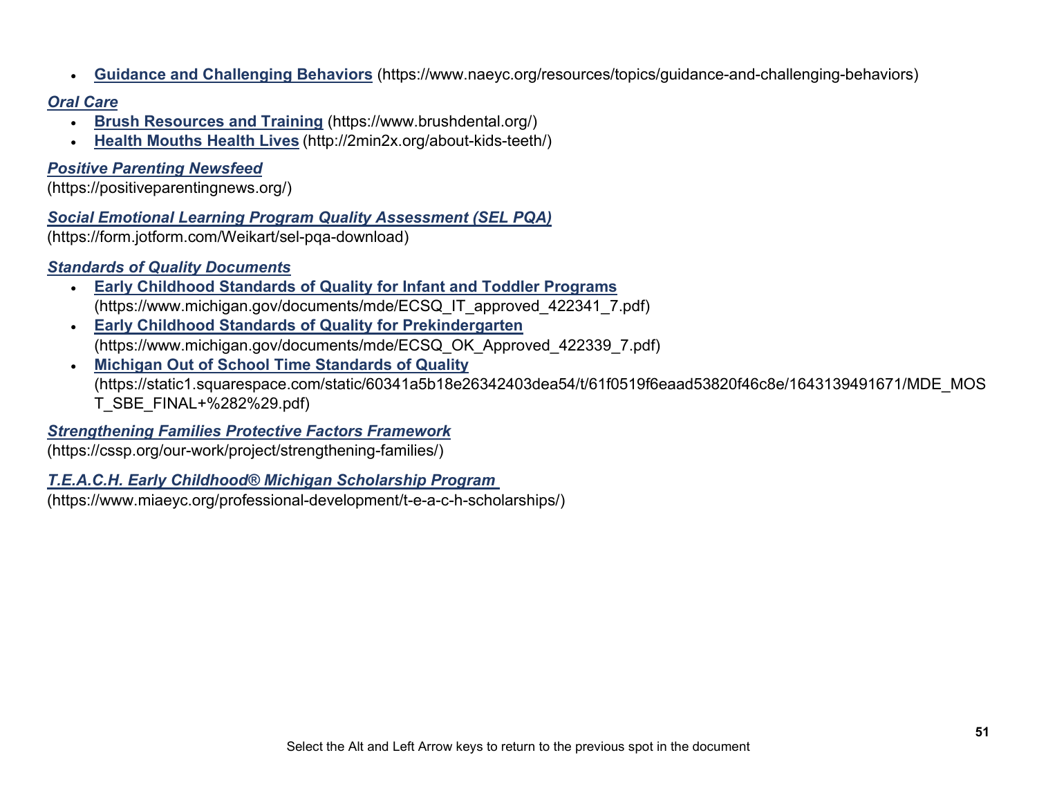- **Guidance and Challenging Behaviors** (https://www.naeyc.org/resources/topics/guidance-and-challenging-behaviors)

***Oral Care***

- **Brush Resources and Training** (https://www.brushdental.org/)
- **Health Mouths Health Lives** (http://2min2x.org/about-kids-teeth/)

***Positive Parenting Newsfeed***
(https://positiveparentingnews.org/)

***Social Emotional Learning Program Quality Assessment (SEL PQA)***
(https://form.jotform.com/Weikart/sel-pqa-download)

***Standards of Quality Documents***

- **Early Childhood Standards of Quality for Infant and Toddler Programs** (https://www.michigan.gov/documents/mde/ECSQ_IT_approved_422341_7.pdf)
- **Early Childhood Standards of Quality for Prekindergarten** (https://www.michigan.gov/documents/mde/ECSQ_OK_Approved_422339_7.pdf)
- **Michigan Out of School Time Standards of Quality** (https://static1.squarespace.com/static/60341a5b18e26342403dea54/t/61f0519f6eaad53820f46c8e/1643139491671/MDE_MOST_SBE_FINAL+%282%29.pdf)

***Strengthening Families Protective Factors Framework***
(https://cssp.org/our-work/project/strengthening-families/)

***T.E.A.C.H. Early Childhood® Michigan Scholarship Program***
(https://www.miaeyc.org/professional-development/t-e-a-c-h-scholarships/)

Select the Alt and Left Arrow keys to return to the previous spot in the document